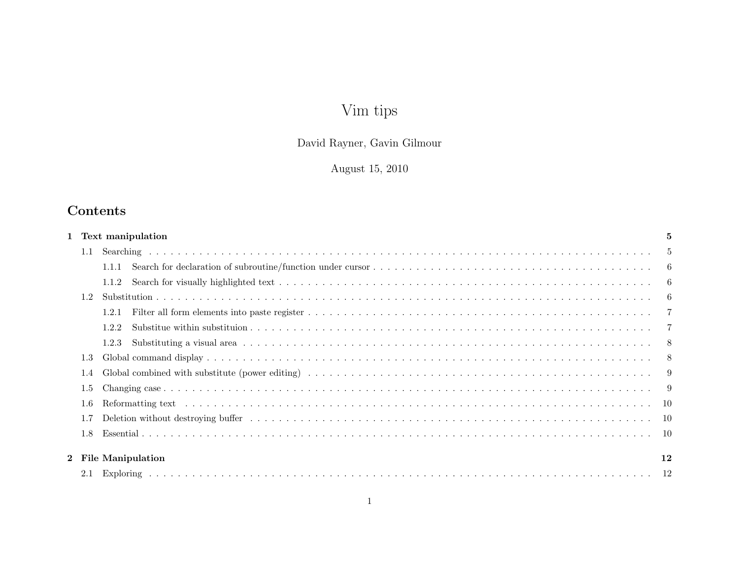# Vim tips

David Rayner, Gavin Gilmour

August 15, 2010

## Contents

**1 Text manipulation** **5**

- 1.1 Searching . . . . . 5
  - 1.1.1 Search for declaration of subroutine/function under cursor . . . . . 6
  - 1.1.2 Search for visually highlighted text . . . . . 6
- 1.2 Substitution . . . . . 6
  - 1.2.1 Filter all form elements into paste register . . . . . 7
  - 1.2.2 Substitue within substituion . . . . . 7
  - 1.2.3 Substituting a visual area . . . . . 8
- 1.3 Global command display . . . . . 8
- 1.4 Global combined with substitute (power editing) . . . . . 9
- 1.5 Changing case . . . . . 9
- 1.6 Reformatting text . . . . . 10
- 1.7 Deletion without destroying buffer . . . . . 10
- 1.8 Essential . . . . . 10

**2 File Manipulation** **12**

- 2.1 Exploring . . . . . 12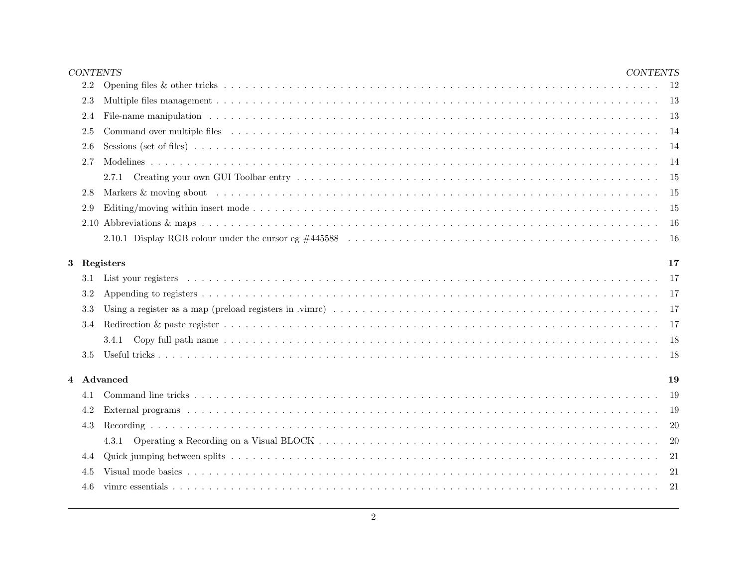- 2.2 Opening files & other tricks . . . . . 12
- 2.3 Multiple files management . . . . . 13
- 2.4 File-name manipulation . . . . . 13
- 2.5 Command over multiple files . . . . . 14
- 2.6 Sessions (set of files) . . . . . 14
- 2.7 Modelines . . . . . 14
  - 2.7.1 Creating your own GUI Toolbar entry . . . . . 15
- 2.8 Markers & moving about . . . . . 15
- 2.9 Editing/moving within insert mode . . . . . 15
- 2.10 Abbreviations & maps . . . . . 16
  - 2.10.1 Display RGB colour under the cursor eg #445588 . . . . . 16

**3 Registers** **17**

- 3.1 List your registers . . . . . 17
- 3.2 Appending to registers . . . . . 17
- 3.3 Using a register as a map (preload registers in .vimrc) . . . . . 17
- 3.4 Redirection & paste register . . . . . 17
  - 3.4.1 Copy full path name . . . . . 18
- 3.5 Useful tricks . . . . . 18

**4 Advanced** **19**

- 4.1 Command line tricks . . . . . 19
- 4.2 External programs . . . . . 19
- 4.3 Recording . . . . . 20
  - 4.3.1 Operating a Recording on a Visual BLOCK . . . . . 20
- 4.4 Quick jumping between splits . . . . . 21
- 4.5 Visual mode basics . . . . . 21
- 4.6 vimrc essentials . . . . . 21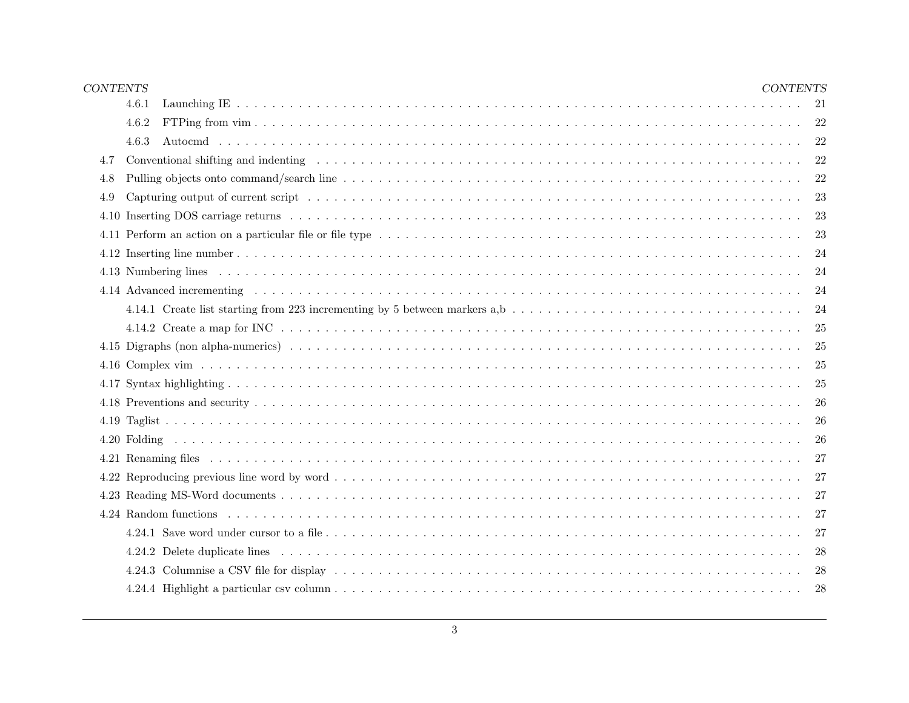- 4.6.1 Launching IE . . . . . 21
- 4.6.2 FTPing from vim . . . . . 22
- 4.6.3 Autocmd . . . . . 22
- 4.7 Conventional shifting and indenting . . . . . 22
- 4.8 Pulling objects onto command/search line . . . . . 22
- 4.9 Capturing output of current script . . . . . 23
- 4.10 Inserting DOS carriage returns . . . . . 23
- 4.11 Perform an action on a particular file or file type . . . . . 23
- 4.12 Inserting line number . . . . . 24
- 4.13 Numbering lines . . . . . 24
- 4.14 Advanced incrementing . . . . . 24
  - 4.14.1 Create list starting from 223 incrementing by 5 between markers a,b . . . . . 24
  - 4.14.2 Create a map for INC . . . . . 25
- 4.15 Digraphs (non alpha-numerics) . . . . . 25
- 4.16 Complex vim . . . . . 25
- 4.17 Syntax highlighting . . . . . 25
- 4.18 Preventions and security . . . . . 26
- 4.19 Taglist . . . . . 26
- 4.20 Folding . . . . . 26
- 4.21 Renaming files . . . . . 27
- 4.22 Reproducing previous line word by word . . . . . 27
- 4.23 Reading MS-Word documents . . . . . 27
- 4.24 Random functions . . . . . 27
  - 4.24.1 Save word under cursor to a file . . . . . 27
  - 4.24.2 Delete duplicate lines . . . . . 28
  - 4.24.3 Columnise a CSV file for display . . . . . 28
  - 4.24.4 Highlight a particular csv column . . . . . 28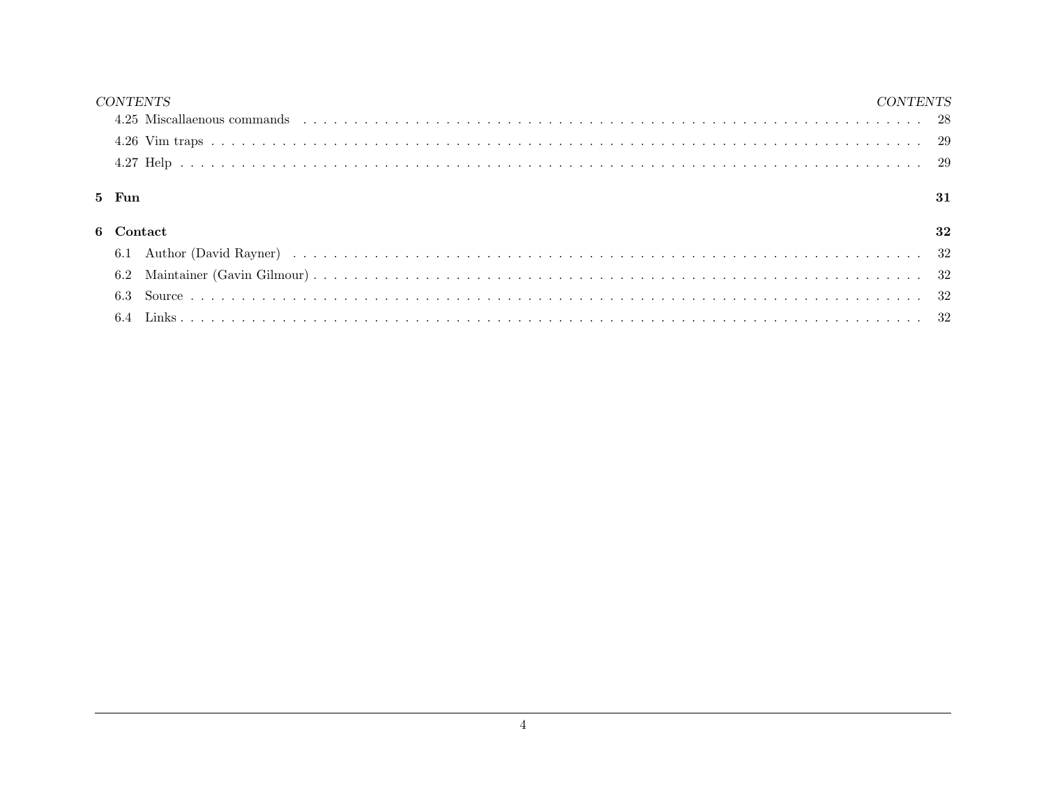4.25 Miscallaenous commands . . . . . . . . . . . . . . . . . . . . . . . . . . . . . . . . . . . . . . . . . . . . . . . . . . . . . . 28

4.26 Vim traps . . . . . . . . . . . . . . . . . . . . . . . . . . . . . . . . . . . . . . . . . . . . . . . . . . . . . . . . . . . . 29

4.27 Help . . . . . . . . . . . . . . . . . . . . . . . . . . . . . . . . . . . . . . . . . . . . . . . . . . . . . . . . . . . . . . 29

**5 Fun** **31**

**6 Contact** **32**

6.1 Author (David Rayner) . . . . . . . . . . . . . . . . . . . . . . . . . . . . . . . . . . . . . . . . . . . . . . . . . . 32

6.2 Maintainer (Gavin Gilmour) . . . . . . . . . . . . . . . . . . . . . . . . . . . . . . . . . . . . . . . . . . . . . . 32

6.3 Source . . . . . . . . . . . . . . . . . . . . . . . . . . . . . . . . . . . . . . . . . . . . . . . . . . . . . . . . . . . . . 32

6.4 Links . . . . . . . . . . . . . . . . . . . . . . . . . . . . . . . . . . . . . . . . . . . . . . . . . . . . . . . . . . . . . . 32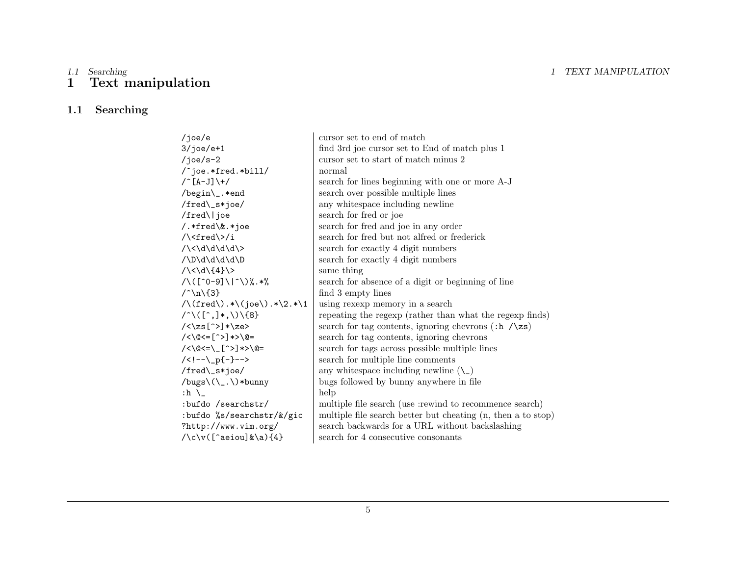# 1 Text manipulation

## 1.1 Searching

| | |
|---|---|
| /joe/e | cursor set to end of match |
| 3/joe/e+1 | find 3rd joe cursor set to End of match plus 1 |
| /joe/s-2 | cursor set to start of match minus 2 |
| /^joe.*fred.*bill/ | normal |
| /^[A-J]\+/ | search for lines beginning with one or more A-J |
| /begin\_.*end | search over possible multiple lines |
| /fred\_s*joe/ | any whitespace including newline |
| /fred\|joe | search for fred or joe |
| /.*fred\&.*joe | search for fred and joe in any order |
| /\<fred\>/i | search for fred but not alfred or frederick |
| /\<\d\d\d\d\> | search for exactly 4 digit numbers |
| /\D\d\d\d\d\D | search for exactly 4 digit numbers |
| /\<\d\{4}\> | same thing |
| /\([^0-9]\|^\)%.*% | search for absence of a digit or beginning of line |
| /^\n\{3} | find 3 empty lines |
| /\(fred\).*\(joe\).*\2.*\1 | using rexexp memory in a search |
| /^\([^,]*,\)\{8} | repeating the regexp (rather than what the regexp finds) |
| /<\zs[^>]*\ze> | search for tag contents, ignoring chevrons (:h /\zs) |
| /<\@<=[^>]*>\@= | search for tag contents, ignoring chevrons |
| /<\@<=\_[^>]*>\@= | search for tags across possible multiple lines |
| /<!--\_p{-}--> | search for multiple line comments |
| /fred\_s*joe/ | any whitespace including newline (\_) |
| /bugs\(\_.\)*bunny | bugs followed by bunny anywhere in file |
| :h \_ | help |
| :bufdo /searchstr/ | multiple file search (use :rewind to recommence search) |
| :bufdo %s/searchstr/&/gic | multiple file search better but cheating (n, then a to stop) |
| ?http://www.vim.org/ | search backwards for a URL without backslashing |
| /\c\v([^aeiou]&\a){4} | search for 4 consecutive consonants |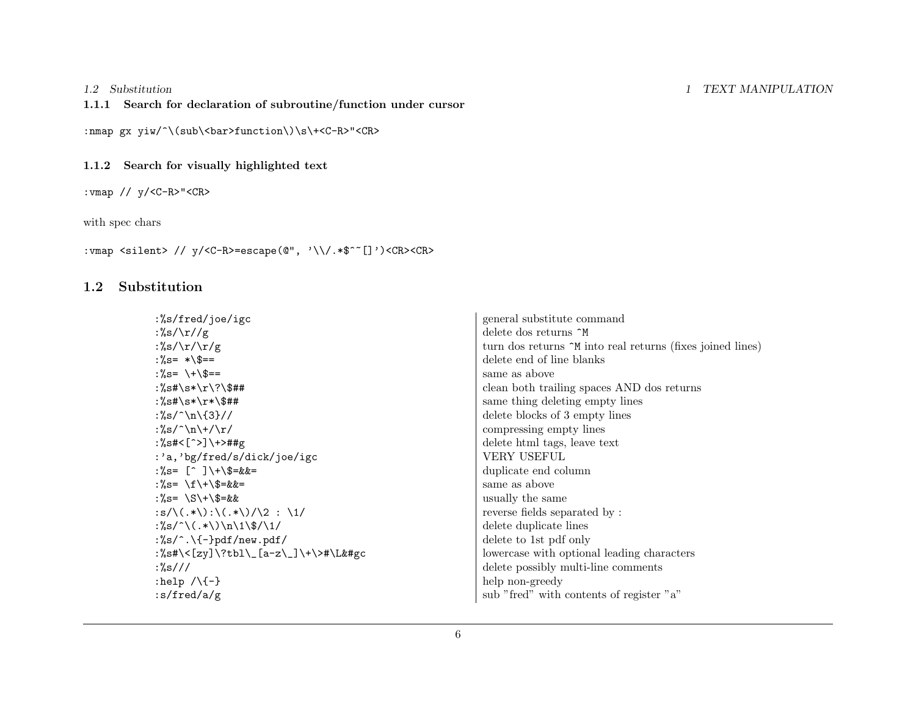### 1.1.1 Search for declaration of subroutine/function under cursor

```
:nmap gx yiw/^\(sub\<bar>function\)\s\+<C-R>"<CR>
```

### 1.1.2 Search for visually highlighted text

```
:vmap // y/<C-R>"<CR>
```

with spec chars

```
:vmap <silent> // y/<C-R>=escape(@", '\\/.*$^~[]')<CR><CR>
```

## 1.2 Substitution

| | |
|---|---|
| `:%s/fred/joe/igc` | general substitute command |
| `:%s/\r//g` | delete dos returns `^M` |
| `:%s/\r/\r/g` | turn dos returns `^M` into real returns (fixes joined lines) |
| `:%s= *\$==` | delete end of line blanks |
| `:%s= \+\$==` | same as above |
| `:%s#\s*\r\?\$##` | clean both trailing spaces AND dos returns |
| `:%s#\s*\r*\$##` | same thing deleting empty lines |
| `:%s/^\n\{3}//` | delete blocks of 3 empty lines |
| `:%s/^\n\+/\r/` | compressing empty lines |
| `:%s#<[^>]\+>##g` | delete html tags, leave text |
| `:'a,'bg/fred/s/dick/joe/igc` | VERY USEFUL |
| `:%s= [^ ]\+\$=&&=` | duplicate end column |
| `:%s= \f\+\$=&&=` | same as above |
| `:%s= \S\+\$=&&` | usually the same |
| `:s/\(.*\):\(.*\)/\2 : \1/` | reverse fields separated by : |
| `:%s/^\(.*\)\n\1\$/\1/` | delete duplicate lines |
| `:%s/^.\{-}pdf/new.pdf/` | delete to 1st pdf only |
| `:%s#\<[zy]\?tbl\_[a-z\_]\+\>#\L&#gc` | lowercase with optional leading characters |
| `:%s///` | delete possibly multi-line comments |
| `:help /\{-}` | help non-greedy |
| `:s/fred/a/g` | sub "fred" with contents of register "a" |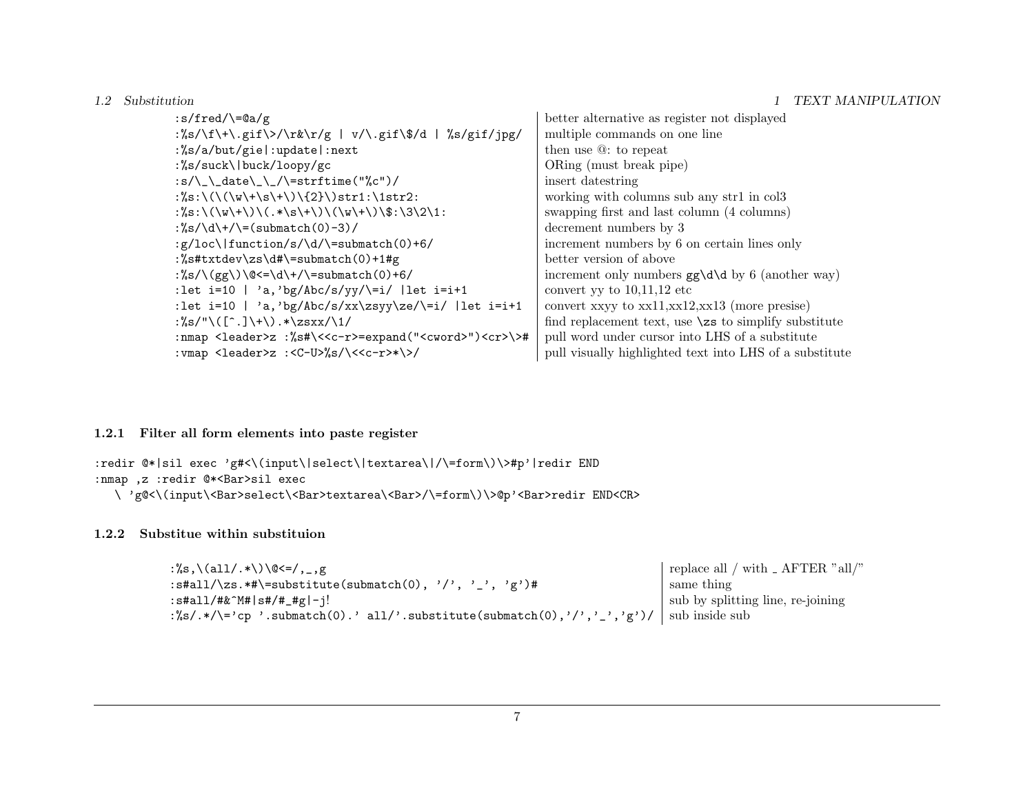| Command | Description |
|---|---|
| `:s/fred/\=@a/g` | better alternative as register not displayed |
| `:%s/\f\+\.gif\>/\r&\r/g \| v/\.gif\$/d \| %s/gif/jpg/` | multiple commands on one line |
| `:%s/a/but/gie\|:update\|:next` | then use @: to repeat |
| `:%s/suck\\|buck/loopy/gc` | ORing (must break pipe) |
| `:s/\_\_date\_\_/\=strftime("%c")/` | insert datestring |
| `:%s:\(\(\w\+\s\+\)\{2}\)str1:\1str2:` | working with columns sub any str1 in col3 |
| `:%s:\(\w\+\)\(.*\s\+\)\(\w\+\)\$:\3\2\1:` | swapping first and last column (4 columns) |
| `:%s/\d\+/\=(submatch(0)-3)/` | decrement numbers by 3 |
| `:g/loc\\|function/s/\d/\=submatch(0)+6/` | increment numbers by 6 on certain lines only |
| `:%s#txtdev\zs\d#\=submatch(0)+1#g` | better version of above |
| `:%s/\(gg\)\@<=\d\+/\=submatch(0)+6/` | increment only numbers `gg\d\d` by 6 (another way) |
| `:let i=10 \| 'a,'bg/Abc/s/yy/\=i/ \|let i=i+1` | convert yy to 10,11,12 etc |
| `:let i=10 \| 'a,'bg/Abc/s/xx\zsyy\ze/\=i/ \|let i=i+1` | convert xxyy to xx11,xx12,xx13 (more presise) |
| `:%s/"\([^.]\+\).*\zsxx/\1/` | find replacement text, use `\zs` to simplify substitute |
| `:nmap <leader>z :%s#\<<c-r>=expand("<cword>")<cr>\>#` | pull word under cursor into LHS of a substitute |
| `:vmap <leader>z :<C-U>%s/\<<c-r>*\>/` | pull visually highlighted text into LHS of a substitute |

### 1.2.1 Filter all form elements into paste register

```
:redir @*|sil exec 'g#<\(input\|select\|textarea\|/\=form\)\>#p'|redir END
:nmap ,z :redir @*<Bar>sil exec
   \ 'g@<\(input\<Bar>select\<Bar>textarea\<Bar>/\=form\)\>@p'<Bar>redir END<CR>
```

### 1.2.2 Substitue within substituion

| Command | Description |
|---|---|
| `:%s,\(all/.*\)\@<=/,_,g` | replace all / with _ AFTER "all/" |
| `:s#all/\zs.*#\=substitute(submatch(0), '/', '_', 'g')#` | same thing |
| `:s#all/#&^M#\|s#/#_#g\|-j!` | sub by splitting line, re-joining |
| `:%s/.*/\='cp '.submatch(0).' all/'.substitute(submatch(0),'/','_','g')/` | sub inside sub |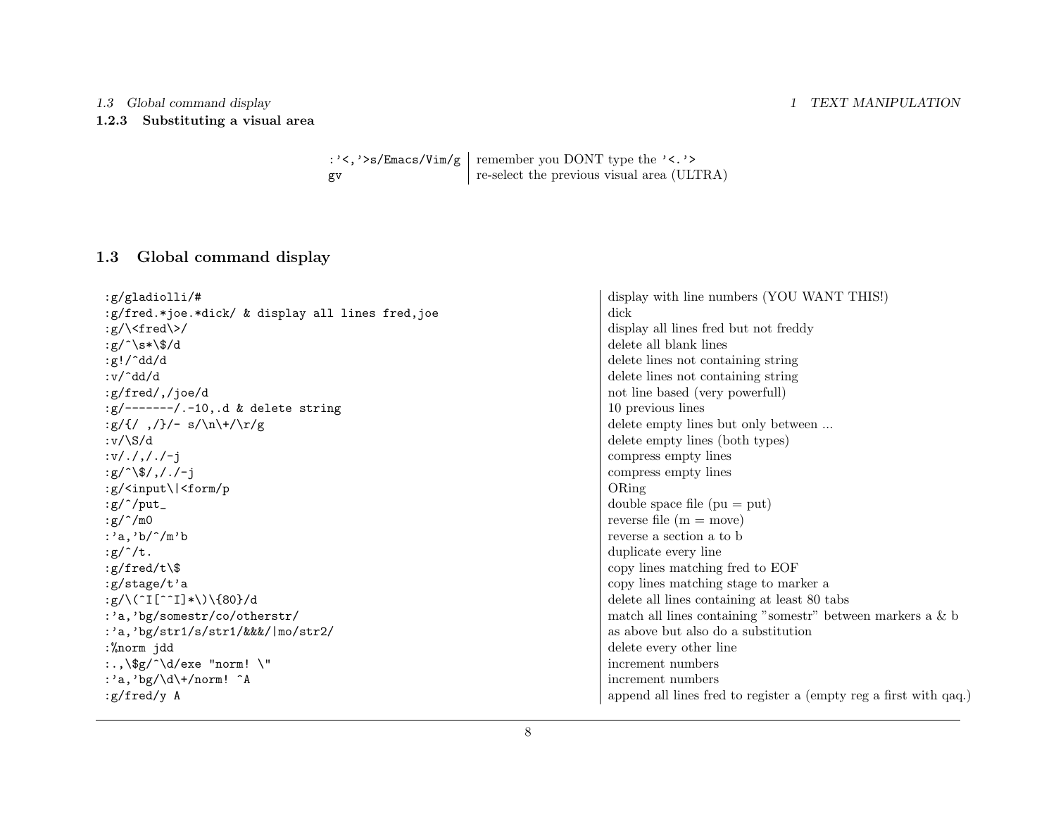#### 1.2.3 Substituting a visual area

| | |
|---|---|
| `:'<,'>s/Emacs/Vim/g` | remember you DONT type the `'<.'>` |
| `gv` | re-select the previous visual area (ULTRA) |

## 1.3 Global command display

| | |
|---|---|
| `:g/gladiolli/#` | display with line numbers (YOU WANT THIS!) |
| `:g/fred.*joe.*dick/ & display all lines fred,joe` | dick |
| `:g/\<fred\>/` | display all lines fred but not freddy |
| `:g/^\s*\$/d` | delete all blank lines |
| `:g!/^dd/d` | delete lines not containing string |
| `:v/^dd/d` | delete lines not containing string |
| `:g/fred/,/joe/d` | not line based (very powerfull) |
| `:g/-------/.-10,.d & delete string` | 10 previous lines |
| `:g/{/ ,/}/- s/\n\+/\r/g` | delete empty lines but only between ... |
| `:v/\S/d` | delete empty lines (both types) |
| `:v/./,/./-j` | compress empty lines |
| `:g/^\$/,/./-j` | compress empty lines |
| `:g/<input\|<form/p` | ORing |
| `:g/^/put_` | double space file (pu = put) |
| `:g/^/m0` | reverse file (m = move) |
| `:'a,'b/^/m'b` | reverse a section a to b |
| `:g/^/t.` | duplicate every line |
| `:g/fred/t\$` | copy lines matching fred to EOF |
| `:g/stage/t'a` | copy lines matching stage to marker a |
| `:g/\(^I[^^I]*\)\{80}/d` | delete all lines containing at least 80 tabs |
| `:'a,'bg/somestr/co/otherstr/` | match all lines containing "somestr" between markers a & b |
| `:'a,'bg/str1/s/str1/&&&/\|mo/str2/` | as above but also do a substitution |
| `:%norm jdd` | delete every other line |
| `:.,\$g/^\d/exe "norm! \"` | increment numbers |
| `:'a,'bg/\d\+/norm! ^A` | increment numbers |
| `:g/fred/y A` | append all lines fred to register a (empty reg a first with qaq.) |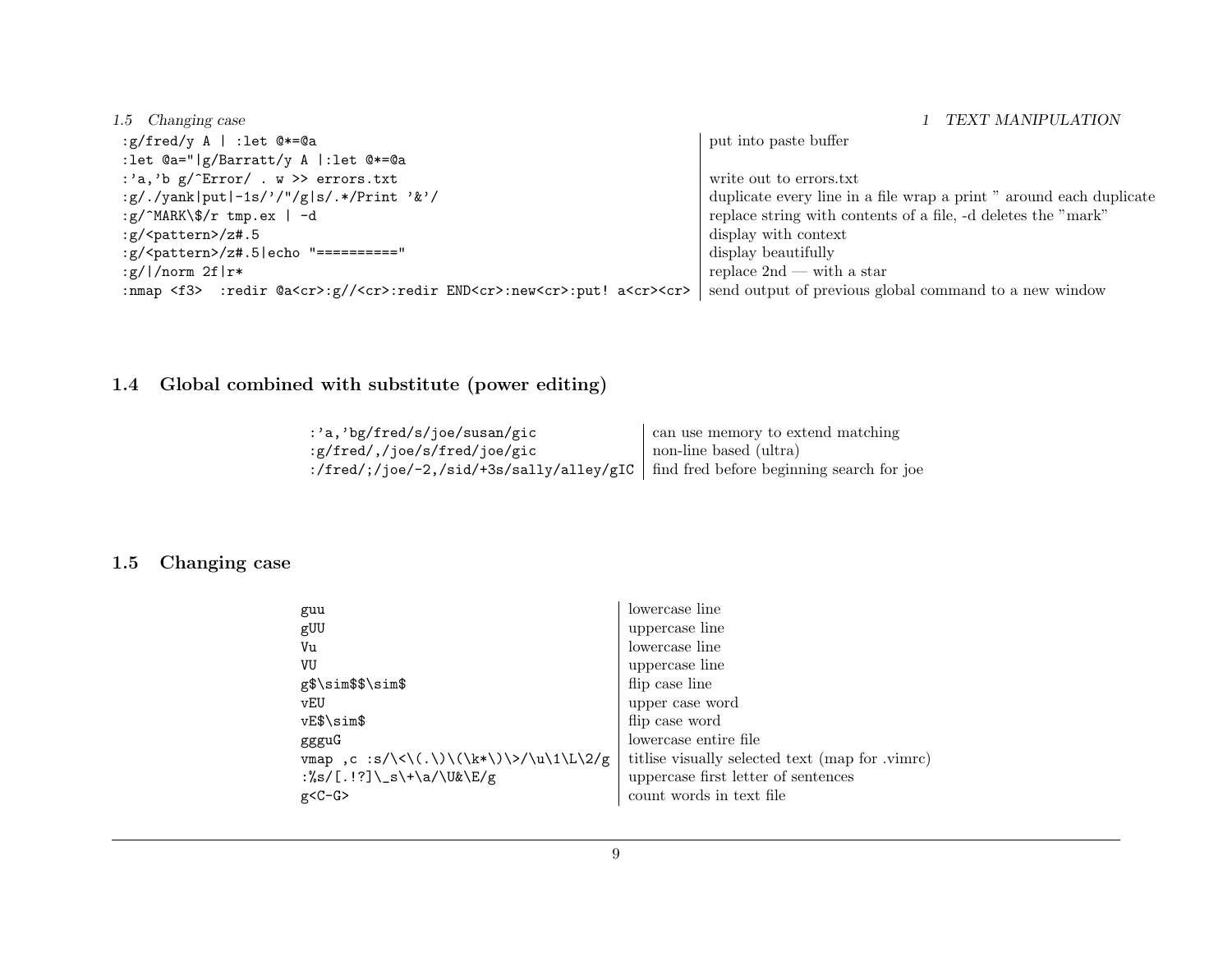| | |
|---|---|
| `:g/fred/y A \| :let @*=@a` | put into paste buffer |
| `:let @a=''\|g/Barratt/y A \|:let @*=@a` | |
| `:'a,'b g/^Error/ . w >> errors.txt` | write out to errors.txt |
| `:g/./yank\|put\|-1s/'/"/g\|s/.*/Print '&'/` | duplicate every line in a file wrap a print " around each duplicate |
| `:g/^MARK\$/r tmp.ex \| -d` | replace string with contents of a file, -d deletes the "mark" |
| `:g/<pattern>/z#.5` | display with context |
| `:g/<pattern>/z#.5\|echo "=========="` | display beautifully |
| `:g/\|/norm 2f\|r*` | replace 2nd — with a star |
| `:nmap <f3>  :redir @a<cr>:g//<cr>:redir END<cr>:new<cr>:put! a<cr><cr>` | send output of previous global command to a new window |

## 1.4 Global combined with substitute (power editing)

| | |
|---|---|
| `:'a,'bg/fred/s/joe/susan/gic` | can use memory to extend matching |
| `:g/fred/,/joe/s/fred/joe/gic` | non-line based (ultra) |
| `:/fred/;/joe/-2,/sid/+3s/sally/alley/gIC` | find fred before beginning search for joe |

## 1.5 Changing case

| | |
|---|---|
| `guu` | lowercase line |
| `gUU` | uppercase line |
| `Vu` | lowercase line |
| `VU` | uppercase line |
| `g$\sim$$\sim$` | flip case line |
| `vEU` | upper case word |
| `vE$\sim$` | flip case word |
| `ggguG` | lowercase entire file |
| `vmap ,c :s/\<\(.\)\(\k*\)\>/\u\1\L\2/g` | titlise visually selected text (map for .vimrc) |
| `:%s/[.!?]\_s\+\a/\U&\E/g` | uppercase first letter of sentences |
| `g<C-G>` | count words in text file |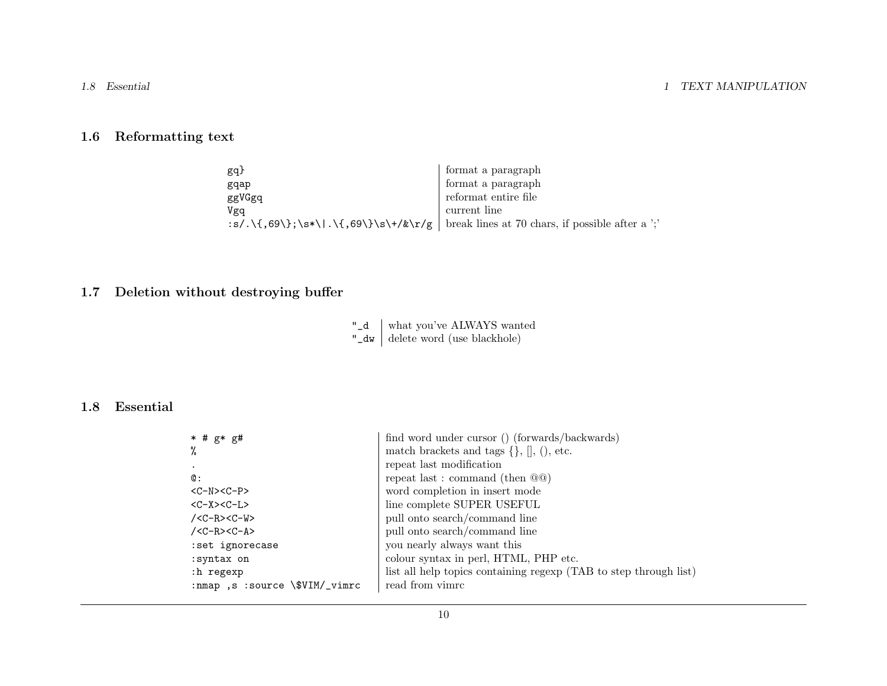## 1.6 Reformatting text

| | |
|---|---|
| `gq}` | format a paragraph |
| `gqap` | format a paragraph |
| `ggVGgq` | reformat entire file |
| `Vgq` | current line |
| `:s/.\{,69\};\s*\|.\{,69\}\s\+/&\r/g` | break lines at 70 chars, if possible after a ';' |

## 1.7 Deletion without destroying buffer

| | |
|---|---|
| `"_d` | what you've ALWAYS wanted |
| `"_dw` | delete word (use blackhole) |

## 1.8 Essential

| | |
|---|---|
| `* # g* g#` | find word under cursor () (forwards/backwards) |
| `%` | match brackets and tags {}, [], (), etc. |
| `.` | repeat last modification |
| `@:` | repeat last : command (then @@) |
| `<C-N><C-P>` | word completion in insert mode |
| `<C-X><C-L>` | line complete SUPER USEFUL |
| `/<C-R><C-W>` | pull onto search/command line |
| `/<C-R><C-A>` | pull onto search/command line |
| `:set ignorecase` | you nearly always want this |
| `:syntax on` | colour syntax in perl, HTML, PHP etc. |
| `:h regexp` | list all help topics containing regexp (TAB to step through list) |
| `:nmap ,s :source \$VIM/_vimrc` | read from vimrc |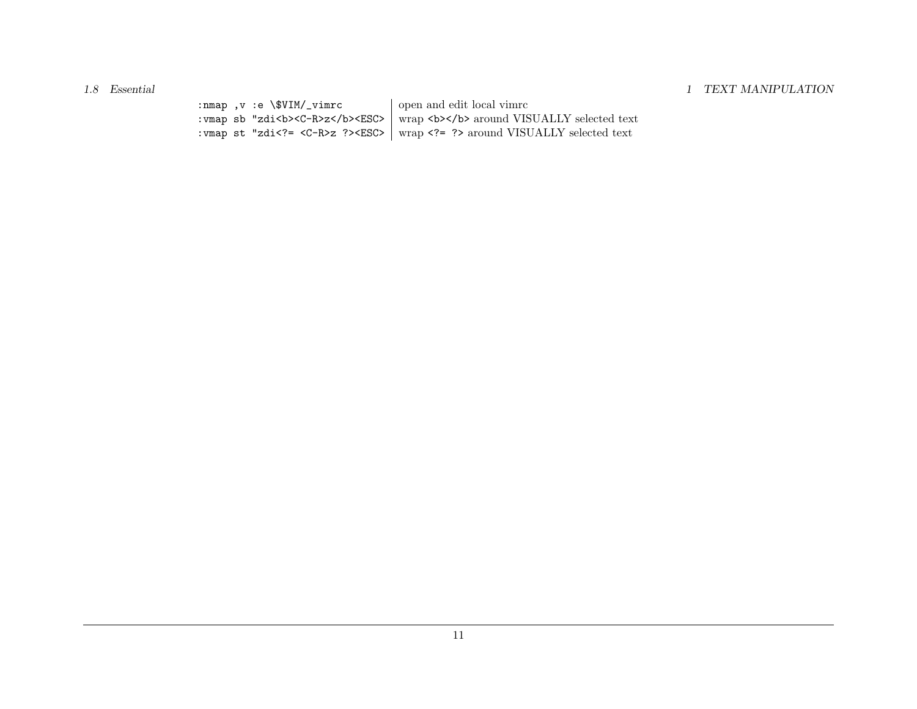| | |
|---|---|
| `:nmap ,v :e \$VIM/_vimrc` | open and edit local vimrc |
| `:vmap sb "zdi<b><C-R>z</b><ESC>` | wrap `<b></b>` around VISUALLY selected text |
| `:vmap st "zdi<?= <C-R>z ?><ESC>` | wrap `<?= ?>` around VISUALLY selected text |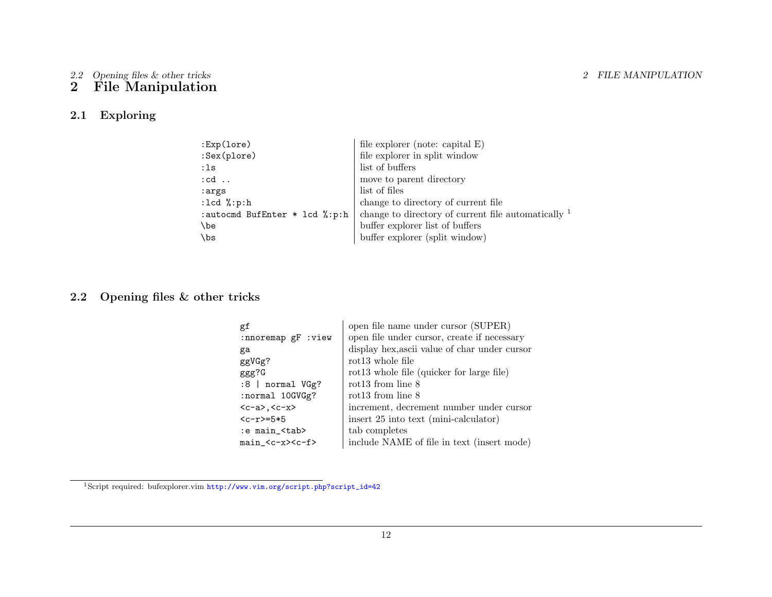# 2 File Manipulation

## 2.1 Exploring

| | |
|---|---|
| `:Exp(lore)` | file explorer (note: capital E) |
| `:Sex(plore)` | file explorer in split window |
| `:ls` | list of buffers |
| `:cd ..` | move to parent directory |
| `:args` | list of files |
| `:lcd %:p:h` | change to directory of current file |
| `:autocmd BufEnter * lcd %:p:h` | change to directory of current file automatically [1] |
| `\be` | buffer explorer list of buffers |
| `\bs` | buffer explorer (split window) |

## 2.2 Opening files & other tricks

| | |
|---|---|
| `gf` | open file name under cursor (SUPER) |
| `:nnoremap gF :view` | open file under cursor, create if necessary |
| `ga` | display hex,ascii value of char under cursor |
| `ggVGg?` | rot13 whole file |
| `ggg?G` | rot13 whole file (quicker for large file) |
| `:8 \| normal VGg?` | rot13 from line 8 |
| `:normal 10GVGg?` | rot13 from line 8 |
| `<c-a>,<c-x>` | increment, decrement number under cursor |
| `<c-r>=5*5` | insert 25 into text (mini-calculator) |
| `:e main_<tab>` | tab completes |
| `main_<c-x><c-f>` | include NAME of file in text (insert mode) |

---

[1] Script required: bufexplorer.vim http://www.vim.org/script.php?script_id=42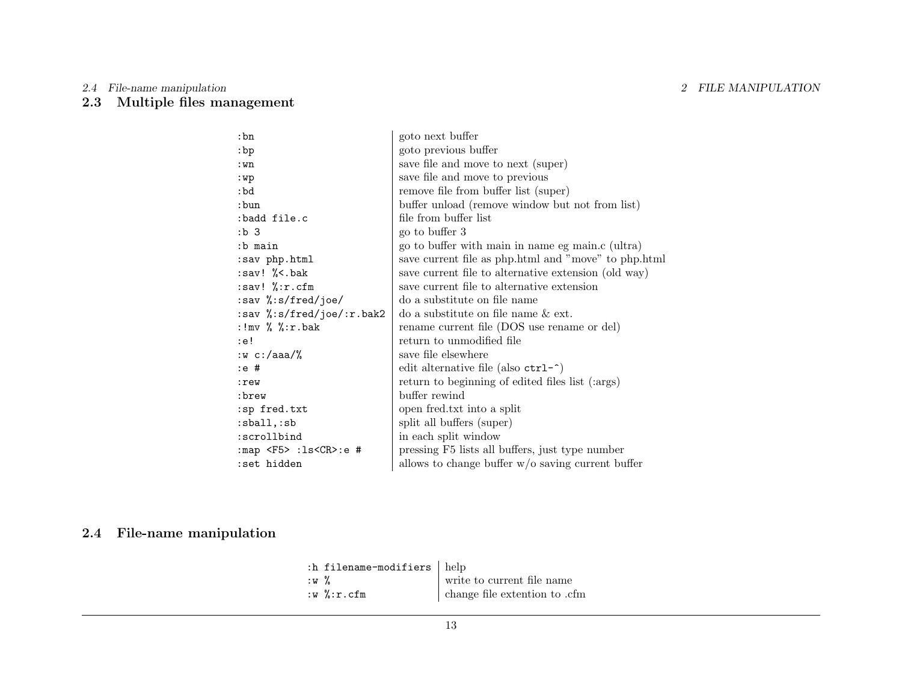## 2.3 Multiple files management

| | |
|---|---|
| `:bn` | goto next buffer |
| `:bp` | goto previous buffer |
| `:wn` | save file and move to next (super) |
| `:wp` | save file and move to previous |
| `:bd` | remove file from buffer list (super) |
| `:bun` | buffer unload (remove window but not from list) |
| `:badd file.c` | file from buffer list |
| `:b 3` | go to buffer 3 |
| `:b main` | go to buffer with main in name eg main.c (ultra) |
| `:sav php.html` | save current file as php.html and "move" to php.html |
| `:sav! %<.bak` | save current file to alternative extension (old way) |
| `:sav! %:r.cfm` | save current file to alternative extension |
| `:sav %:s/fred/joe/` | do a substitute on file name |
| `:sav %:s/fred/joe/:r.bak2` | do a substitute on file name & ext. |
| `:!mv % %:r.bak` | rename current file (DOS use rename or del) |
| `:e!` | return to unmodified file |
| `:w c:/aaa/%` | save file elsewhere |
| `:e #` | edit alternative file (also `ctrl-^`) |
| `:rew` | return to beginning of edited files list (:args) |
| `:brew` | buffer rewind |
| `:sp fred.txt` | open fred.txt into a split |
| `:sball,:sb` | split all buffers (super) |
| `:scrollbind` | in each split window |
| `:map <F5> :ls<CR>:e #` | pressing F5 lists all buffers, just type number |
| `:set hidden` | allows to change buffer w/o saving current buffer |

## 2.4 File-name manipulation

| | |
|---|---|
| `:h filename-modifiers` | help |
| `:w %` | write to current file name |
| `:w %:r.cfm` | change file extention to .cfm |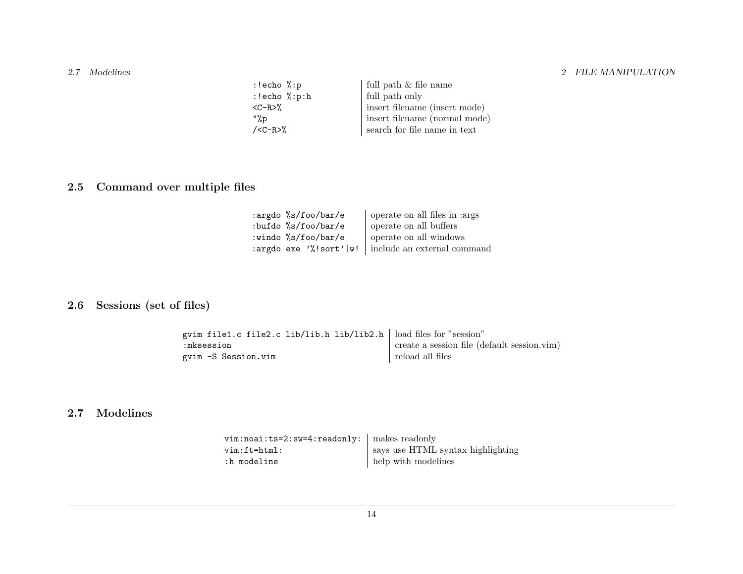| | |
|---|---|
| `:!echo %:p` | full path & file name |
| `:!echo %:p:h` | full path only |
| `<C-R>%` | insert filename (insert mode) |
| `"%p` | insert filename (normal mode) |
| `/<C-R>%` | search for file name in text |

## 2.5 Command over multiple files

| | |
|---|---|
| `:argdo %s/foo/bar/e` | operate on all files in :args |
| `:bufdo %s/foo/bar/e` | operate on all buffers |
| `:windo %s/foo/bar/e` | operate on all windows |
| `:argdo exe '%!sort'\|w!` | include an external command |

## 2.6 Sessions (set of files)

| | |
|---|---|
| `gvim file1.c file2.c lib/lib.h lib/lib2.h` | load files for "session" |
| `:mksession` | create a session file (default session.vim) |
| `gvim -S Session.vim` | reload all files |

## 2.7 Modelines

| | |
|---|---|
| `vim:noai:ts=2:sw=4:readonly:` | makes readonly |
| `vim:ft=html:` | says use HTML syntax highlighting |
| `:h modeline` | help with modelines |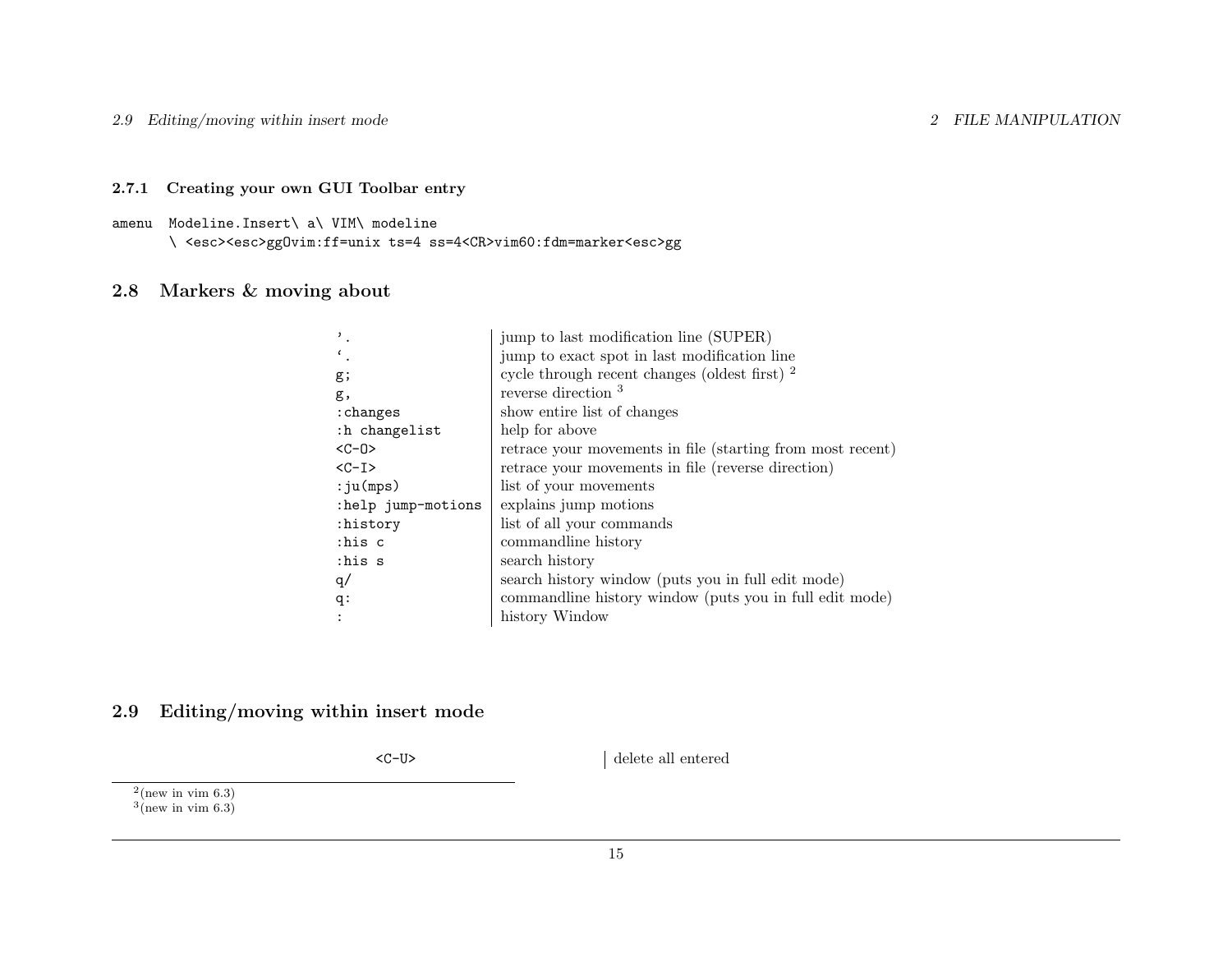### 2.7.1 Creating your own GUI Toolbar entry

```
amenu  Modeline.Insert\ a\ VIM\ modeline
       \ <esc><esc>ggOvim:ff=unix ts=4 ss=4<CR>vim60:fdm=marker<esc>gg
```

## 2.8 Markers & moving about

| | |
|---|---|
| `'.` | jump to last modification line (SUPER) |
| `` `. `` | jump to exact spot in last modification line |
| `g;` | cycle through recent changes (oldest first) [2] |
| `g,` | reverse direction [3] |
| `:changes` | show entire list of changes |
| `:h changelist` | help for above |
| `<C-O>` | retrace your movements in file (starting from most recent) |
| `<C-I>` | retrace your movements in file (reverse direction) |
| `:ju(mps)` | list of your movements |
| `:help jump-motions` | explains jump motions |
| `:history` | list of all your commands |
| `:his c` | commandline history |
| `:his s` | search history |
| `q/` | search history window (puts you in full edit mode) |
| `q:` | commandline history window (puts you in full edit mode) |
| `:` | history Window |

## 2.9 Editing/moving within insert mode

| | |
|---|---|
| `<C-U>` | delete all entered |

[2] (new in vim 6.3)
[3] (new in vim 6.3)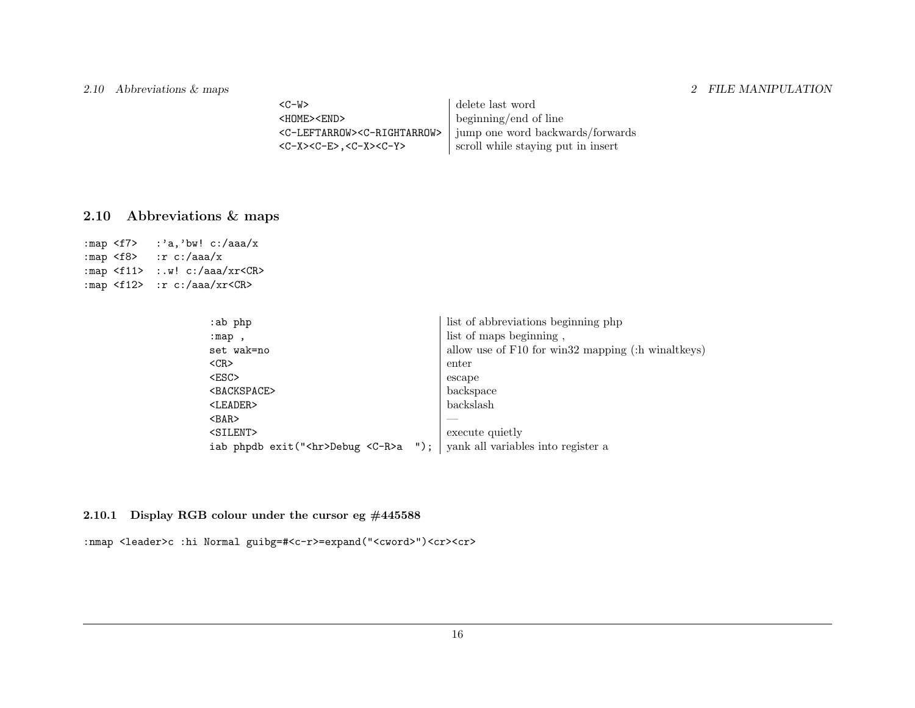| | |
|---|---|
| `<C-W>` | delete last word |
| `<HOME><END>` | beginning/end of line |
| `<C-LEFTARROW><C-RIGHTARROW>` | jump one word backwards/forwards |
| `<C-X><C-E>,<C-X><C-Y>` | scroll while staying put in insert |

## 2.10 Abbreviations & maps

```
:map <f7>   :'a,'bw! c:/aaa/x
:map <f8>   :r c:/aaa/x
:map <f11>  :.w! c:/aaa/xr<CR>
:map <f12>  :r c:/aaa/xr<CR>
```

| | |
|---|---|
| `:ab php` | list of abbreviations beginning php |
| `:map ,` | list of maps beginning , |
| `set wak=no` | allow use of F10 for win32 mapping (:h winaltkeys) |
| `<CR>` | enter |
| `<ESC>` | escape |
| `<BACKSPACE>` | backspace |
| `<LEADER>` | backslash |
| `<BAR>` | — |
| `<SILENT>` | execute quietly |
| `iab phpdb exit("<hr>Debug <C-R>a  ");` | yank all variables into register a |

### 2.10.1 Display RGB colour under the cursor eg #445588

```
:nmap <leader>c :hi Normal guibg=#<c-r>=expand("<cword>")<cr><cr>
```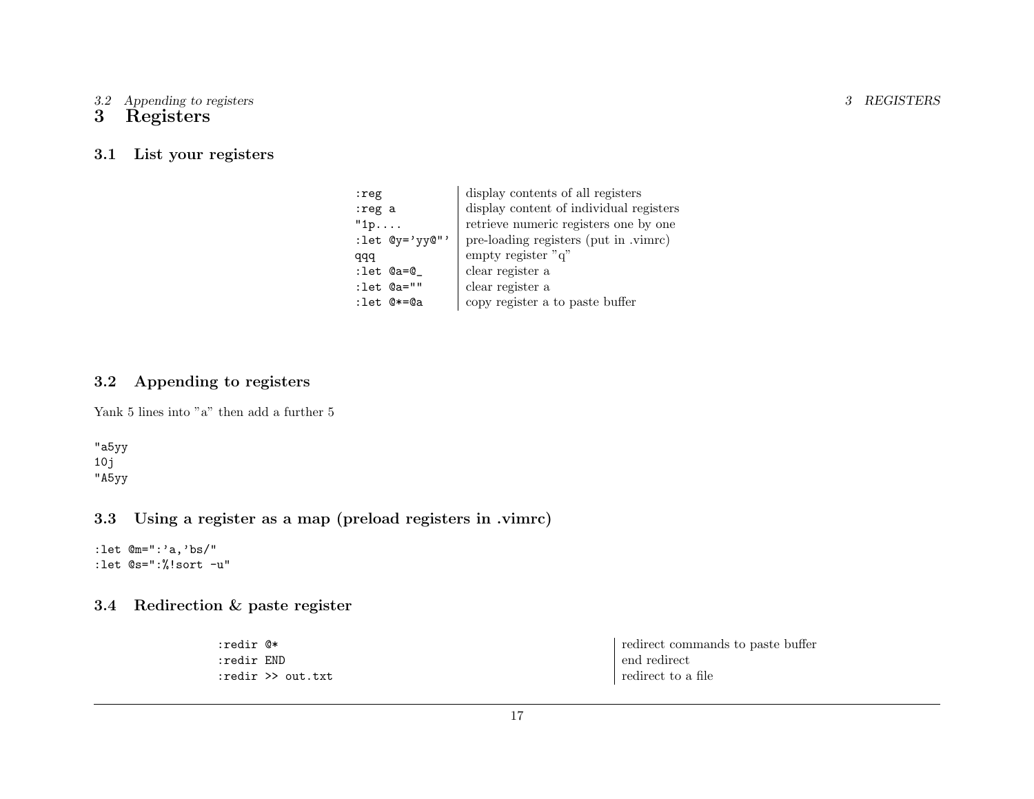# 3 Registers

## 3.1 List your registers

| | |
|---|---|
| `:reg` | display contents of all registers |
| `:reg a` | display content of individual registers |
| `"1p....` | retrieve numeric registers one by one |
| `:let @y='yy@"'` | pre-loading registers (put in .vimrc) |
| `qqq` | empty register "q" |
| `:let @a=@_` | clear register a |
| `:let @a=""` | clear register a |
| `:let @*=@a` | copy register a to paste buffer |

## 3.2 Appending to registers

Yank 5 lines into "a" then add a further 5

```
"a5yy
10j
"A5yy
```

## 3.3 Using a register as a map (preload registers in .vimrc)

```
:let @m=":'a,'bs/"
:let @s=":%!sort -u"
```

## 3.4 Redirection & paste register

| | |
|---|---|
| `:redir @*` | redirect commands to paste buffer |
| `:redir END` | end redirect |
| `:redir >> out.txt` | redirect to a file |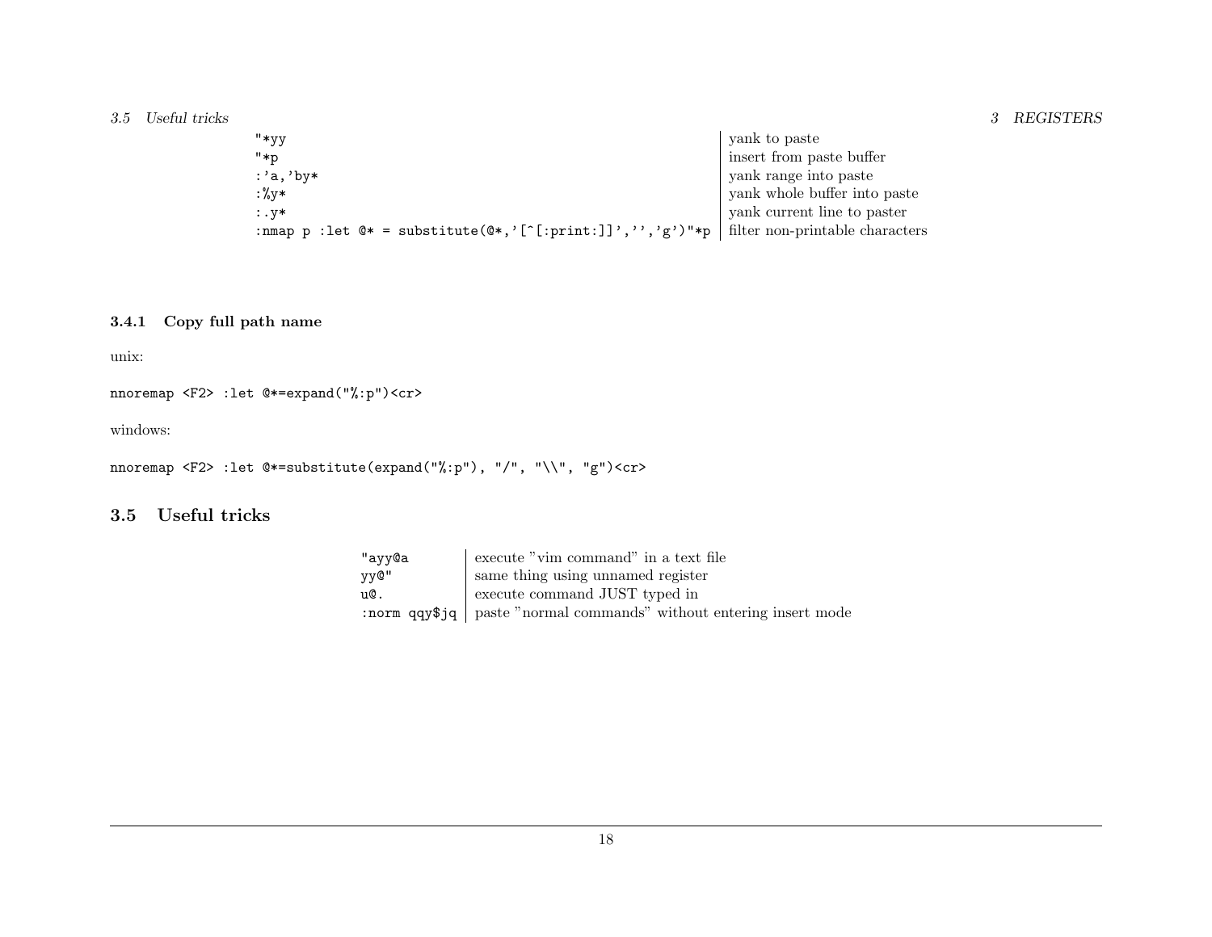| | |
|---|---|
| `"*yy` | yank to paste |
| `"*p` | insert from paste buffer |
| `:'a,'by*` | yank range into paste |
| `:%y*` | yank whole buffer into paste |
| `:.y*` | yank current line to paster |
| `:nmap p :let @* = substitute(@*,'[^[:print:]]','','g')"*p` | filter non-printable characters |

### 3.4.1 Copy full path name

unix:

```
nnoremap <F2> :let @*=expand("%:p")<cr>
```

windows:

```
nnoremap <F2> :let @*=substitute(expand("%:p"), "/", "\\", "g")<cr>
```

## 3.5 Useful tricks

| | |
|---|---|
| `"ayy@a` | execute "vim command" in a text file |
| `yy@"` | same thing using unnamed register |
| `u@.` | execute command JUST typed in |
| `:norm qqy$jq` | paste "normal commands" without entering insert mode |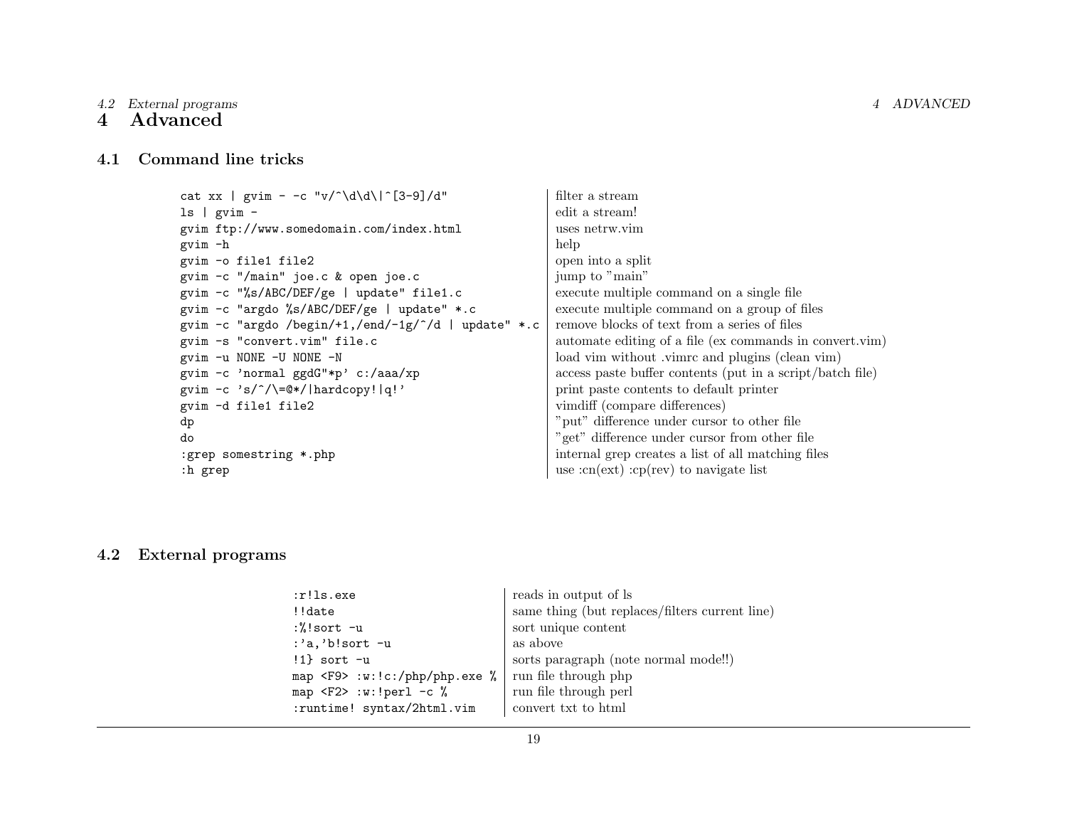# 4 Advanced

## 4.1 Command line tricks

| | |
|---|---|
| `cat xx \| gvim - -c "v/^\d\d\|^[3-9]/d"` | filter a stream |
| `ls \| gvim -` | edit a stream! |
| `gvim ftp://www.somedomain.com/index.html` | uses netrw.vim |
| `gvim -h` | help |
| `gvim -o file1 file2` | open into a split |
| `gvim -c "/main" joe.c & open joe.c` | jump to "main" |
| `gvim -c "%s/ABC/DEF/ge \| update" file1.c` | execute multiple command on a single file |
| `gvim -c "argdo %s/ABC/DEF/ge \| update" *.c` | execute multiple command on a group of files |
| `gvim -c "argdo /begin/+1,/end/-1g/^/d \| update" *.c` | remove blocks of text from a series of files |
| `gvim -s "convert.vim" file.c` | automate editing of a file (ex commands in convert.vim) |
| `gvim -u NONE -U NONE -N` | load vim without .vimrc and plugins (clean vim) |
| `gvim -c 'normal ggdG"*p' c:/aaa/xp` | access paste buffer contents (put in a script/batch file) |
| `gvim -c 's/^/\=@*/\|hardcopy!\|q!'` | print paste contents to default printer |
| `gvim -d file1 file2` | vimdiff (compare differences) |
| `dp` | "put" difference under cursor to other file |
| `do` | "get" difference under cursor from other file |
| `:grep somestring *.php` | internal grep creates a list of all matching files |
| `:h grep` | use :cn(ext) :cp(rev) to navigate list |

## 4.2 External programs

| | |
|---|---|
| `:r!ls.exe` | reads in output of ls |
| `!!date` | same thing (but replaces/filters current line) |
| `:%!sort -u` | sort unique content |
| `:'a,'b!sort -u` | as above |
| `!1} sort -u` | sorts paragraph (note normal mode!!) |
| `map <F9> :w:!c:/php/php.exe %` | run file through php |
| `map <F2> :w:!perl -c %` | run file through perl |
| `:runtime! syntax/2html.vim` | convert txt to html |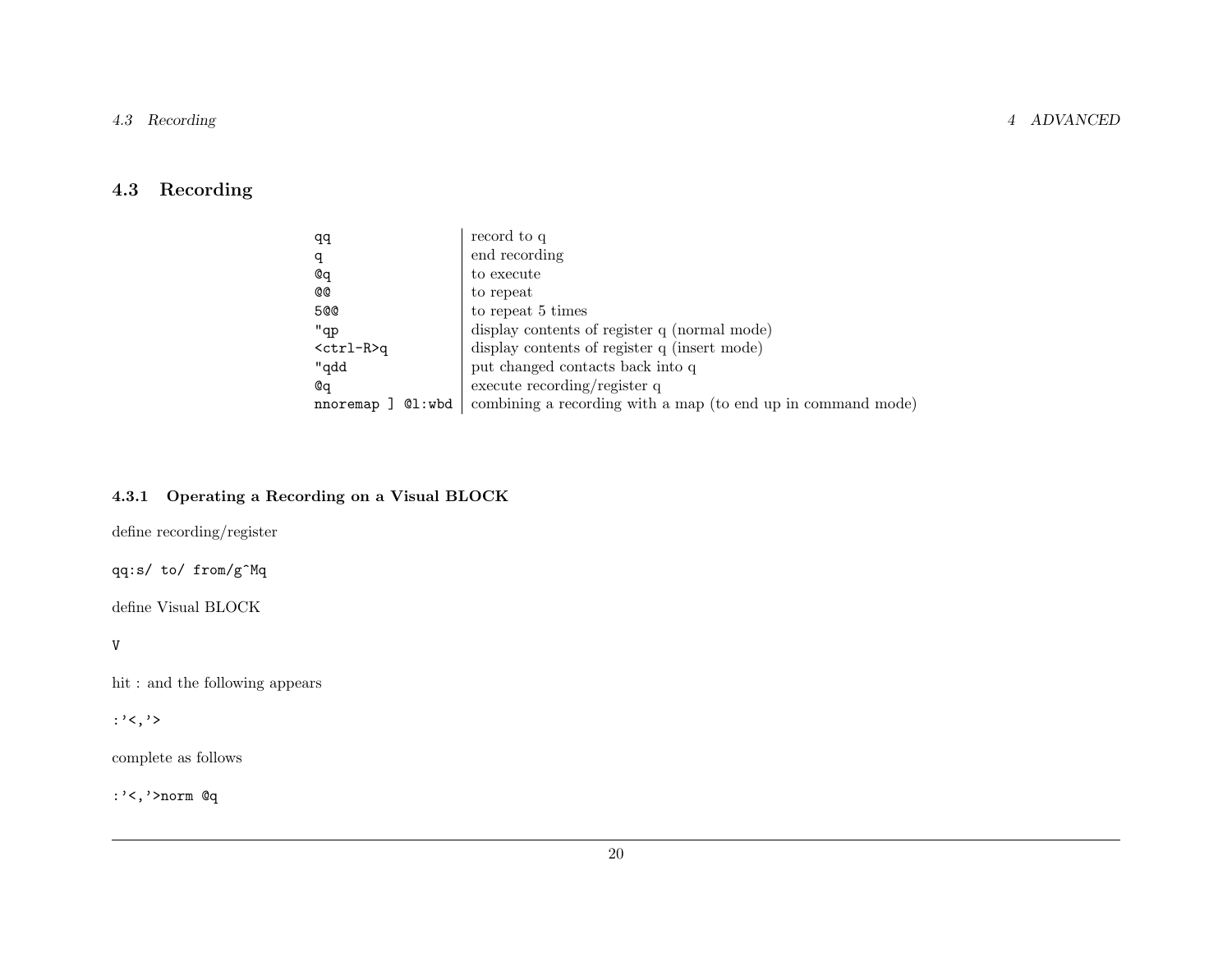## 4.3 Recording

| | |
|---|---|
| `qq` | record to q |
| `q` | end recording |
| `@q` | to execute |
| `@@` | to repeat |
| `5@@` | to repeat 5 times |
| `"qp` | display contents of register q (normal mode) |
| `<ctrl-R>q` | display contents of register q (insert mode) |
| `"qdd` | put changed contacts back into q |
| `@q` | execute recording/register q |
| `nnoremap ] @l:wbd` | combining a recording with a map (to end up in command mode) |

### 4.3.1 Operating a Recording on a Visual BLOCK

define recording/register

```
qq:s/ to/ from/g^Mq
```

define Visual BLOCK

```
V
```

hit : and the following appears

```
:'<,'>
```

complete as follows

```
:'<,'>norm @q
```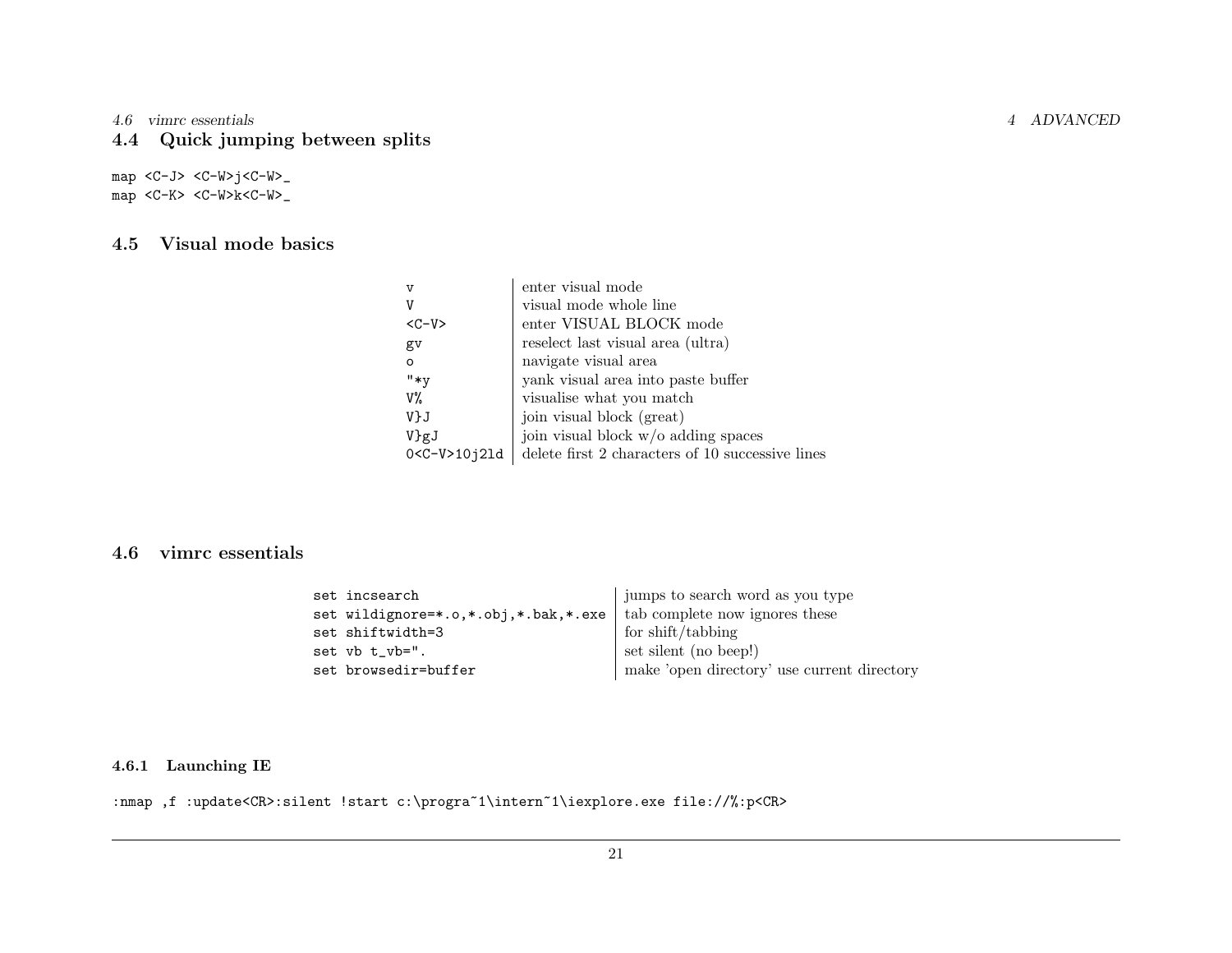## 4.4 Quick jumping between splits

```
map <C-J> <C-W>j<C-W>_
map <C-K> <C-W>k<C-W>_
```

## 4.5 Visual mode basics

| | |
|---|---|
| `v` | enter visual mode |
| `V` | visual mode whole line |
| `<C-V>` | enter VISUAL BLOCK mode |
| `gv` | reselect last visual area (ultra) |
| `o` | navigate visual area |
| `"*y` | yank visual area into paste buffer |
| `V%` | visualise what you match |
| `V}J` | join visual block (great) |
| `V}gJ` | join visual block w/o adding spaces |
| `0<C-V>10j2ld` | delete first 2 characters of 10 successive lines |

## 4.6 vimrc essentials

| | |
|---|---|
| `set incsearch` | jumps to search word as you type |
| `set wildignore=*.o,*.obj,*.bak,*.exe` | tab complete now ignores these |
| `set shiftwidth=3` | for shift/tabbing |
| `set vb t_vb=".` | set silent (no beep!) |
| `set browsedir=buffer` | make 'open directory' use current directory |

### 4.6.1 Launching IE

```
:nmap ,f :update<CR>:silent !start c:\progra~1\intern~1\iexplore.exe file://%:p<CR>
```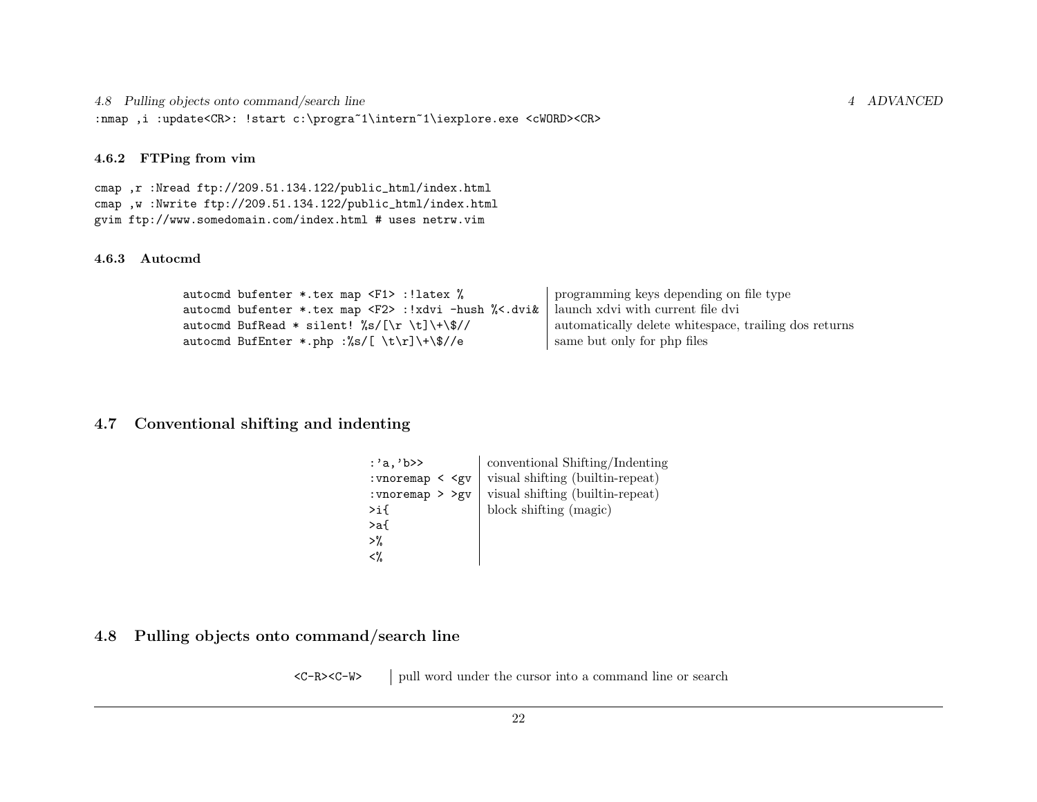```
:nmap ,i :update<CR>: !start c:\progra~1\intern~1\iexplore.exe <cWORD><CR>
```

### 4.6.2 FTPing from vim

```
cmap ,r :Nread ftp://209.51.134.122/public_html/index.html
cmap ,w :Nwrite ftp://209.51.134.122/public_html/index.html
gvim ftp://www.somedomain.com/index.html # uses netrw.vim
```

### 4.6.3 Autocmd

| | |
|---|---|
| `autocmd bufenter *.tex map <F1> :!latex %` | programming keys depending on file type |
| `autocmd bufenter *.tex map <F2> :!xdvi -hush %<.dvi&` | launch xdvi with current file dvi |
| `autocmd BufRead * silent! %s/[\r \t]\+\$//` | automatically delete whitespace, trailing dos returns |
| `autocmd BufEnter *.php :%s/[ \t\r]\+\$//e` | same but only for php files |

## 4.7 Conventional shifting and indenting

| | |
|---|---|
| `:'a,'b>>` | conventional Shifting/Indenting |
| `:vnoremap < <gv` | visual shifting (builtin-repeat) |
| `:vnoremap > >gv` | visual shifting (builtin-repeat) |
| `>i{` | block shifting (magic) |
| `>a{` | |
| `>%` | |
| `<%` | |

## 4.8 Pulling objects onto command/search line

| | |
|---|---|
| `<C-R><C-W>` | pull word under the cursor into a command line or search |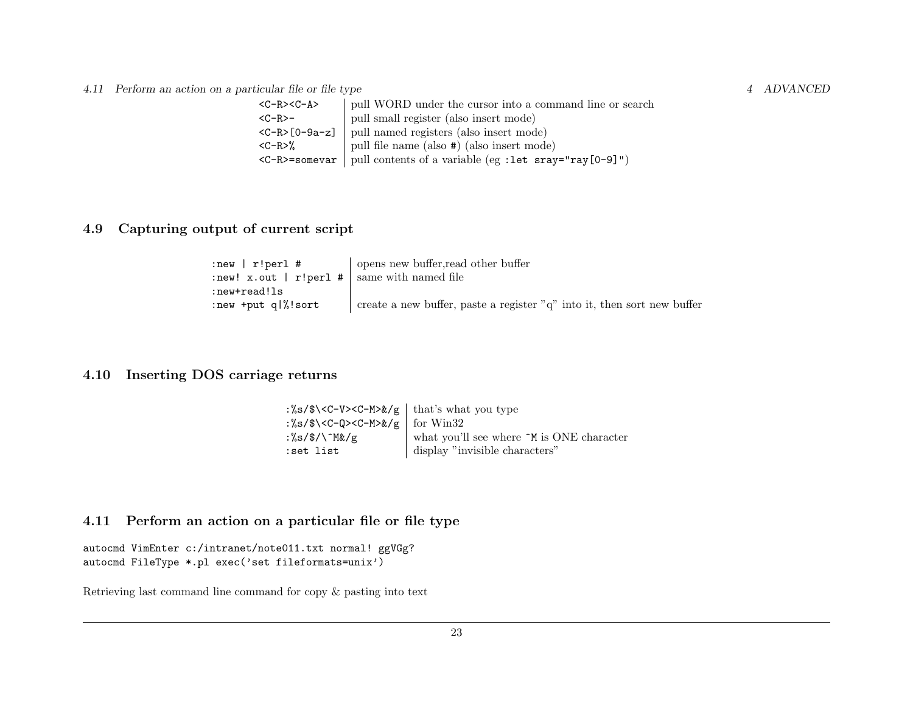| | |
|---|---|
| `<C-R><C-A>` | pull WORD under the cursor into a command line or search |
| `<C-R>-` | pull small register (also insert mode) |
| `<C-R>[0-9a-z]` | pull named registers (also insert mode) |
| `<C-R>%` | pull file name (also `#`) (also insert mode) |
| `<C-R>=somevar` | pull contents of a variable (eg `:let sray="ray[0-9]"`) |

## 4.9 Capturing output of current script

| | |
|---|---|
| `:new \| r!perl #` | opens new buffer,read other buffer |
| `:new! x.out \| r!perl #` | same with named file |
| `:new+read!ls` | |
| `:new +put q\|%!sort` | create a new buffer, paste a register "q" into it, then sort new buffer |

## 4.10 Inserting DOS carriage returns

| | |
|---|---|
| `:%s/$\<C-V><C-M>&/g` | that's what you type |
| `:%s/$\<C-Q><C-M>&/g` | for Win32 |
| `:%s/$/\^M&/g` | what you'll see where `^M` is ONE character |
| `:set list` | display "invisible characters" |

## 4.11 Perform an action on a particular file or file type

```
autocmd VimEnter c:/intranet/note011.txt normal! ggVGg?
autocmd FileType *.pl exec('set fileformats=unix')
```

Retrieving last command line command for copy & pasting into text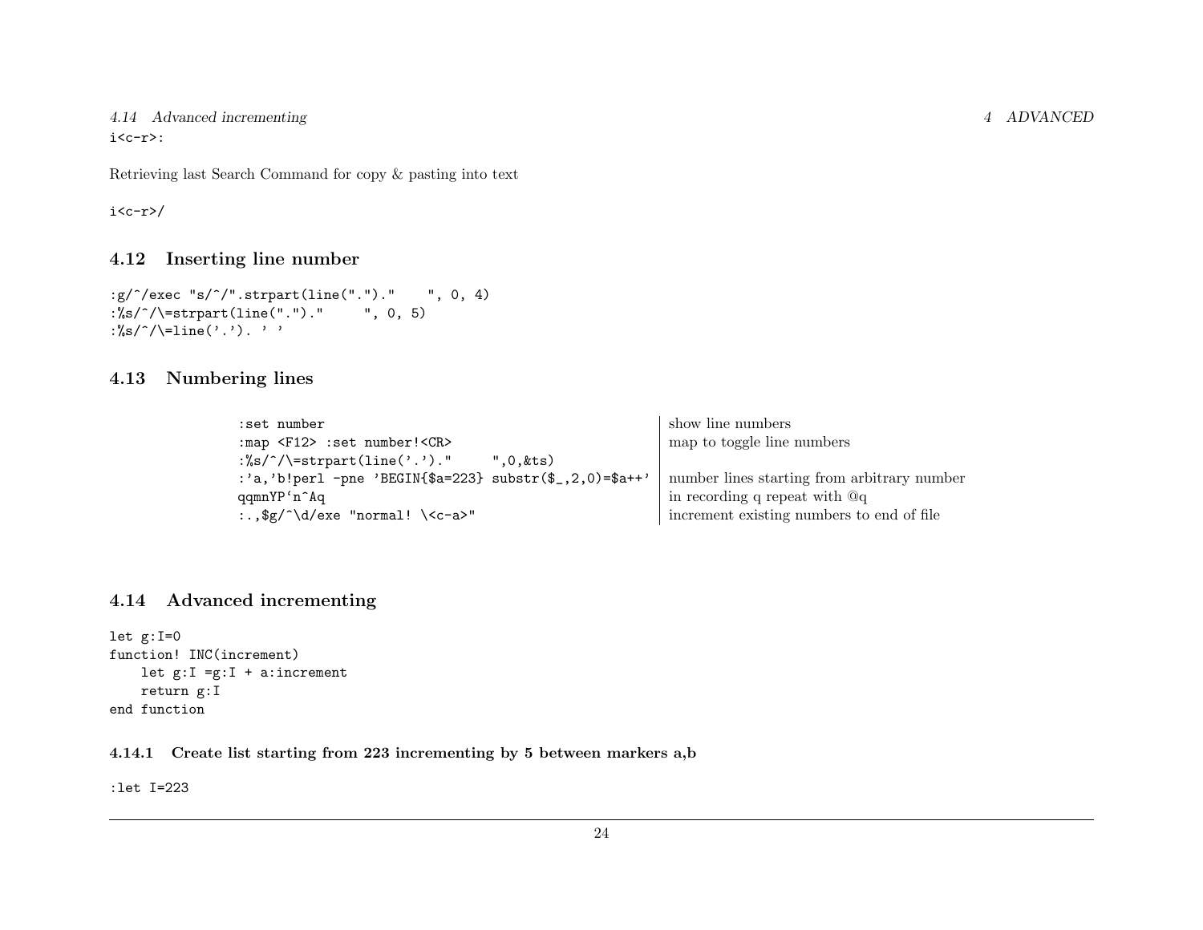```
i<c-r>:
```

Retrieving last Search Command for copy & pasting into text

```
i<c-r>/
```

### 4.12 Inserting line number

```
:g/^/exec "s/^/".strpart(line(".")."    ", 0, 4)
:%s/^/\=strpart(line(".")."     ", 0, 5)
:%s/^/\=line('.'). ' '
```

### 4.13 Numbering lines

| | |
|---|---|
| `:set number` | show line numbers |
| `:map <F12> :set number!<CR>` | map to toggle line numbers |
| `:%s/^/\=strpart(line('.')."     ",0,&ts)` | |
| `:'a,'b!perl -pne 'BEGIN{$a=223} substr($_,2,0)=$a++'` | number lines starting from arbitrary number |
| ``qqmnYP`n^Aq`` | in recording q repeat with @q |
| `:.,$g/^\d/exe "normal! \<c-a>"` | increment existing numbers to end of file |

### 4.14 Advanced incrementing

```
let g:I=0
function! INC(increment)
    let g:I =g:I + a:increment
    return g:I
end function
```

#### 4.14.1 Create list starting from 223 incrementing by 5 between markers a,b

```
:let I=223
```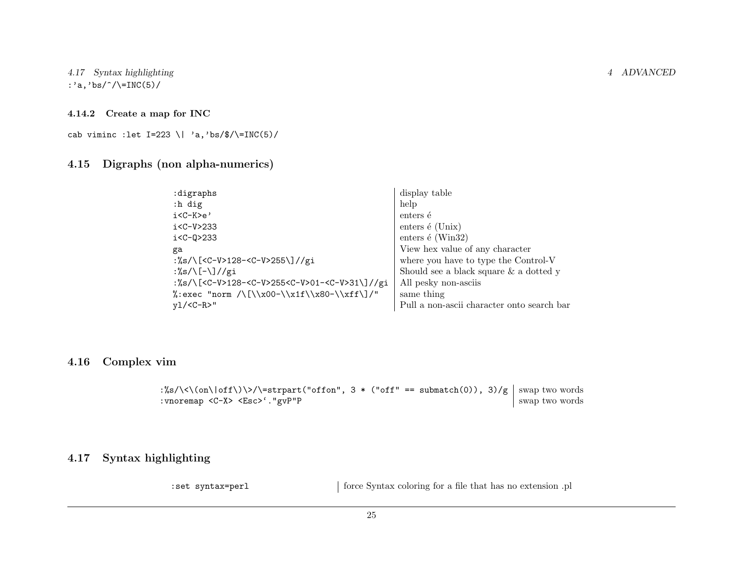```
:'a,'bs/^/\=INC(5)/
```

### 4.14.2 Create a map for INC

```
cab viminc :let I=223 \| 'a,'bs/$/\=INC(5)/
```

## 4.15 Digraphs (non alpha-numerics)

| | |
|---|---|
| `:digraphs` | display table |
| `:h dig` | help |
| `i<C-K>e'` | enters é |
| `i<C-V>233` | enters é (Unix) |
| `i<C-Q>233` | enters é (Win32) |
| `ga` | View hex value of any character |
| `:%s/\[<C-V>128-<C-V>255\]//gi` | where you have to type the Control-V |
| `:%s/\[-\]//gi` | Should see a black square & a dotted y |
| `:%s/\[<C-V>128-<C-V>255<C-V>01-<C-V>31\]//gi` | All pesky non-asciis |
| `%:exec "norm /\[\\x00-\\x1f\\x80-\\xff\]/"` | same thing |
| `yl/<C-R>"` | Pull a non-ascii character onto search bar |

## 4.16 Complex vim

| | |
|---|---|
| `:%s/\<\(on\|off\)\>/\=strpart("offon", 3 * ("off" == submatch(0)), 3)/g` | swap two words |
| `:vnoremap <C-X> <Esc>`."gvP"P` | swap two words |

## 4.17 Syntax highlighting

| | |
|---|---|
| `:set syntax=perl` | force Syntax coloring for a file that has no extension .pl |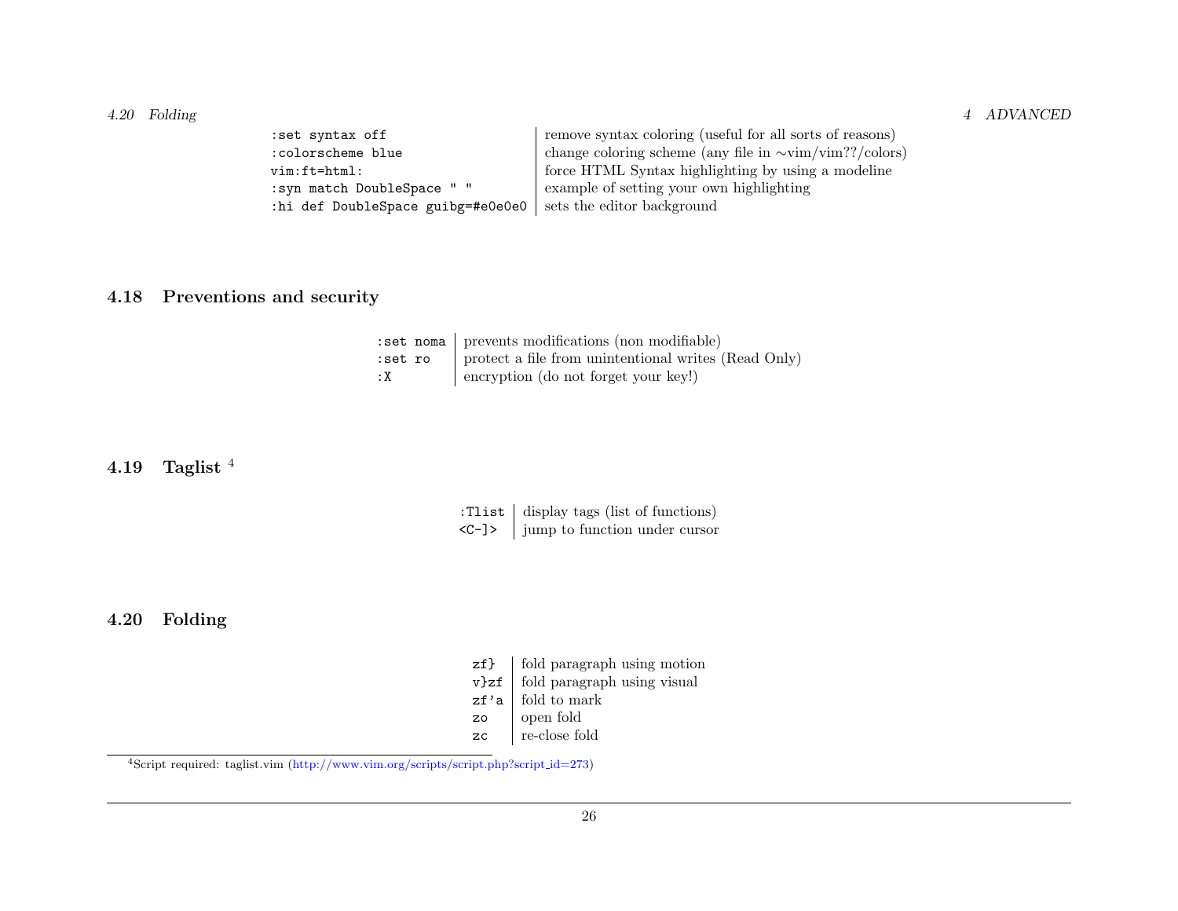| | |
|---|---|
| `:set syntax off` | remove syntax coloring (useful for all sorts of reasons) |
| `:colorscheme blue` | change coloring scheme (any file in ∼vim/vim??/colors) |
| `vim:ft=html:` | force HTML Syntax highlighting by using a modeline |
| `:syn match DoubleSpace " "` | example of setting your own highlighting |
| `:hi def DoubleSpace guibg=#e0e0e0` | sets the editor background |

### 4.18 Preventions and security

| | |
|---|---|
| `:set noma` | prevents modifications (non modifiable) |
| `:set ro` | protect a file from unintentional writes (Read Only) |
| `:X` | encryption (do not forget your key!) |

### 4.19 Taglist [4]

| | |
|---|---|
| `:Tlist` | display tags (list of functions) |
| `<C-]>` | jump to function under cursor |

### 4.20 Folding

| | |
|---|---|
| `zf}` | fold paragraph using motion |
| `v}zf` | fold paragraph using visual |
| `zf'a` | fold to mark |
| `zo` | open fold |
| `zc` | re-close fold |

[4] Script required: taglist.vim (http://www.vim.org/scripts/script.php?script_id=273)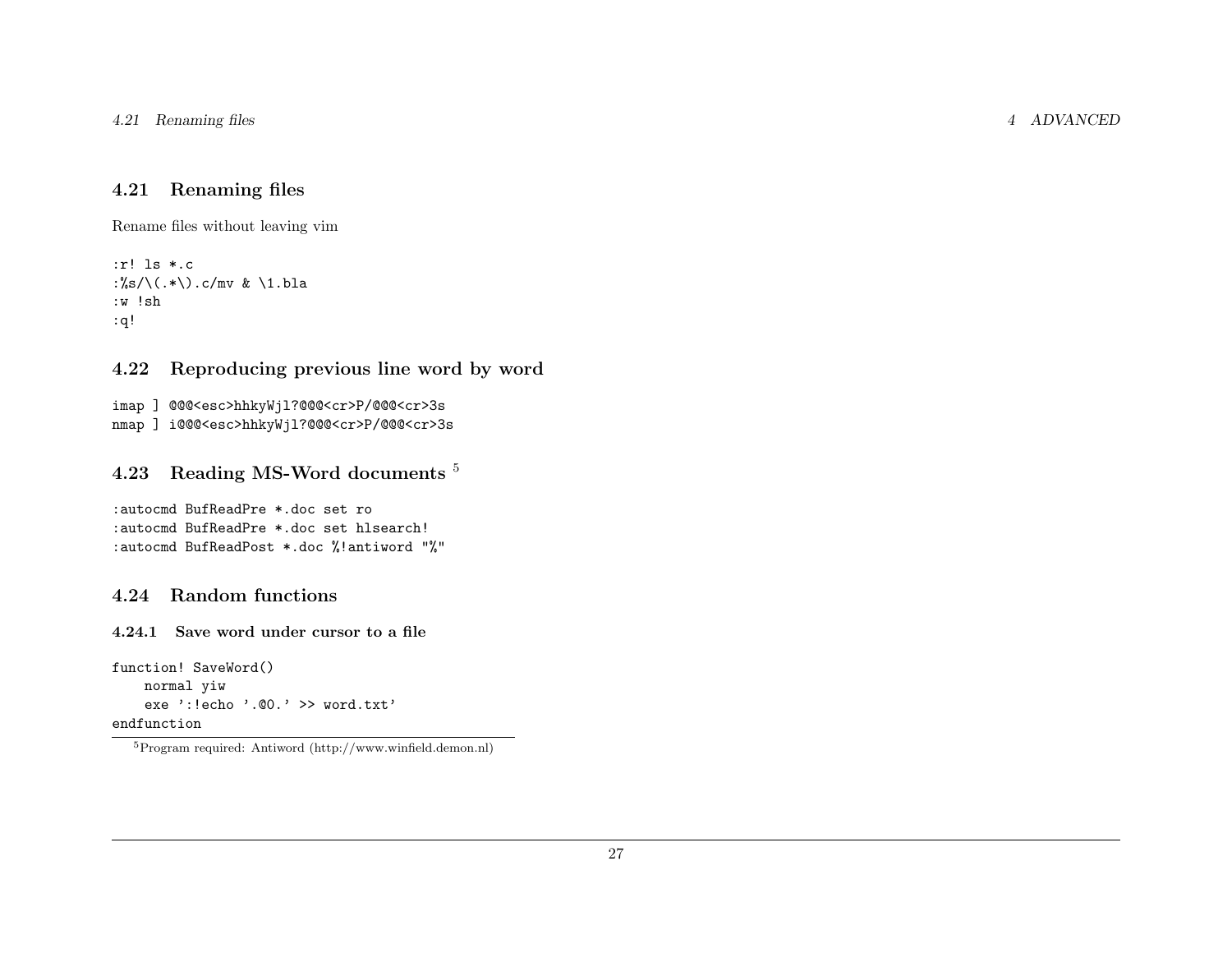## 4.21 Renaming files

Rename files without leaving vim

```
:r! ls *.c
:%s/\(.*\).c/mv & \1.bla
:w !sh
:q!
```

## 4.22 Reproducing previous line word by word

```
imap ] @@@<esc>hhkyWjl?@@@<cr>P/@@@<cr>3s
nmap ] i@@@<esc>hhkyWjl?@@@<cr>P/@@@<cr>3s
```

## 4.23 Reading MS-Word documents [5]

```
:autocmd BufReadPre *.doc set ro
:autocmd BufReadPre *.doc set hlsearch!
:autocmd BufReadPost *.doc %!antiword "%"
```

## 4.24 Random functions

### 4.24.1 Save word under cursor to a file

```
function! SaveWord()
    normal yiw
    exe ':!echo '.@0.' >> word.txt'
endfunction
```

[5] Program required: Antiword (http://www.winfield.demon.nl)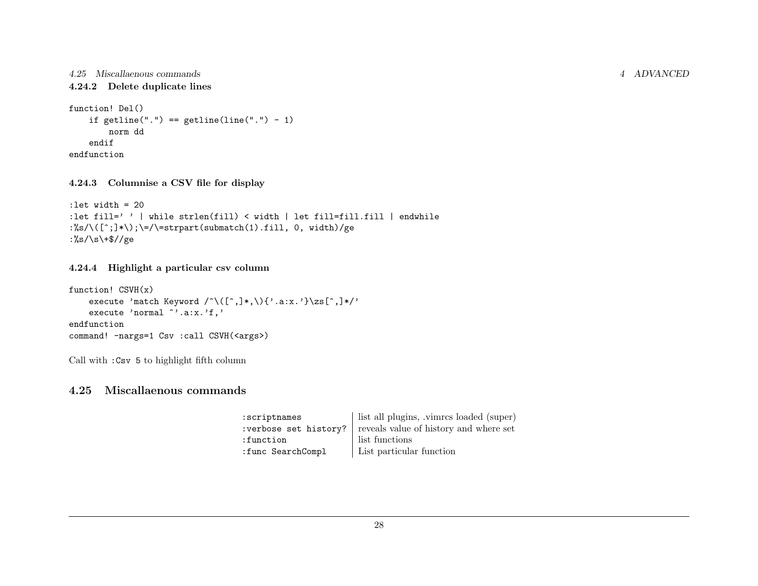#### 4.24.2 Delete duplicate lines

```
function! Del()
    if getline(".") == getline(line(".") - 1)
        norm dd
    endif
endfunction
```

#### 4.24.3 Columnise a CSV file for display

```
:let width = 20
:let fill=' ' | while strlen(fill) < width | let fill=fill.fill | endwhile
:%s/\([^;]*\);\=/\=strpart(submatch(1).fill, 0, width)/ge
:%s/\s\+$//ge
```

#### 4.24.4 Highlight a particular csv column

```
function! CSVH(x)
    execute 'match Keyword /^\([^,]*,\){'.a:x.'}\zs[^,]*/'
    execute 'normal ^'.a:x.'f,'
endfunction
command! -nargs=1 Csv :call CSVH(<args>)
```

Call with `:Csv 5` to highlight fifth column

### 4.25 Miscallaenous commands

| | |
|---|---|
| `:scriptnames` | list all plugins, .vimrcs loaded (super) |
| `:verbose set history?` | reveals value of history and where set |
| `:function` | list functions |
| `:func SearchCompl` | List particular function |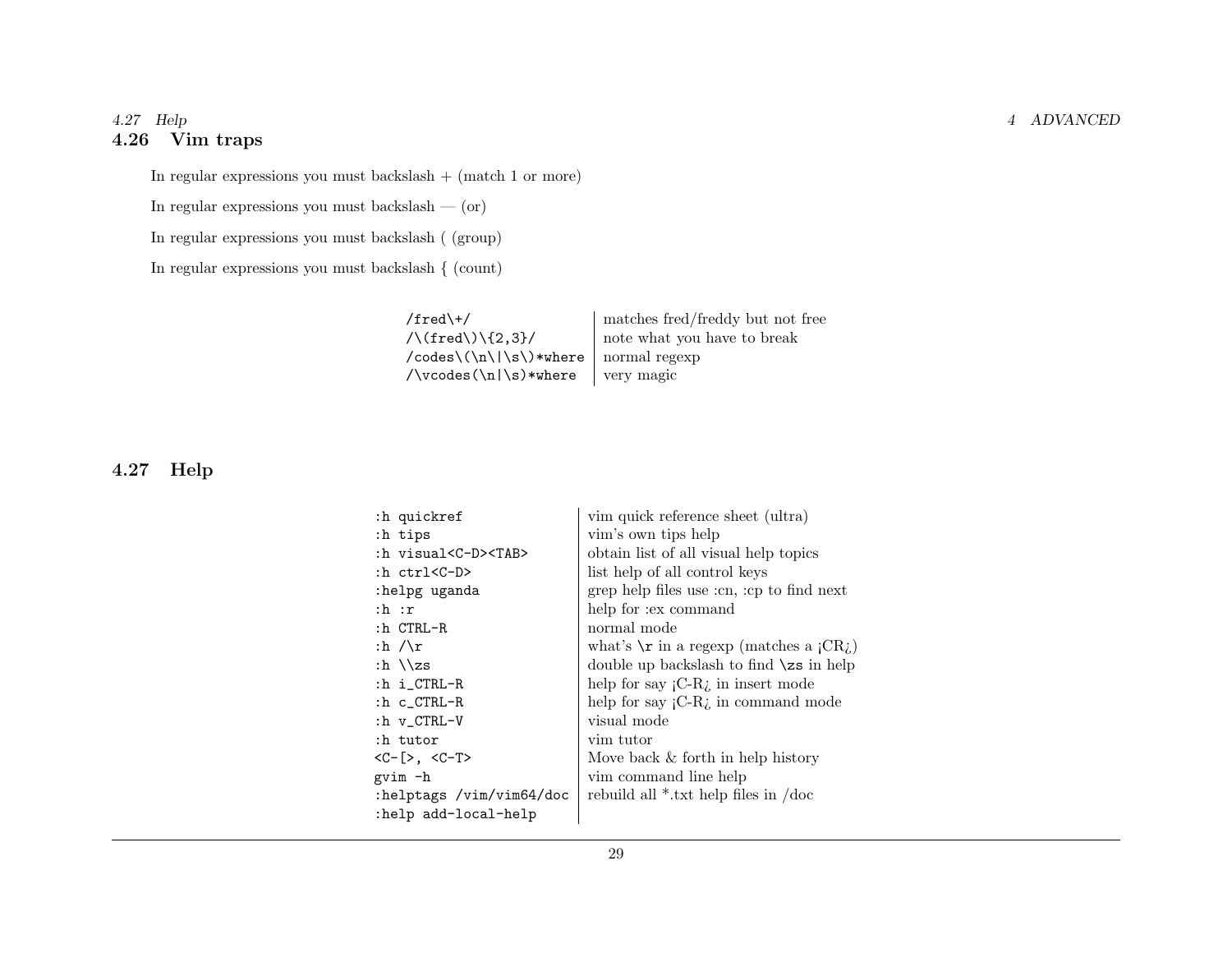## 4.26 Vim traps

In regular expressions you must backslash + (match 1 or more)

In regular expressions you must backslash — (or)

In regular expressions you must backslash ( (group)

In regular expressions you must backslash { (count)

| | |
|---|---|
| `/fred\+/` | matches fred/freddy but not free |
| `/\(fred\)\{2,3}/` | note what you have to break |
| `/codes\(\n\|\s\)*where` | normal regexp |
| `/\vcodes(\n\|\s)*where` | very magic |

## 4.27 Help

| | |
|---|---|
| `:h quickref` | vim quick reference sheet (ultra) |
| `:h tips` | vim's own tips help |
| `:h visual<C-D><TAB>` | obtain list of all visual help topics |
| `:h ctrl<C-D>` | list help of all control keys |
| `:helpg uganda` | grep help files use :cn, :cp to find next |
| `:h :r` | help for :ex command |
| `:h CTRL-R` | normal mode |
| `:h /\r` | what's `\r` in a regexp (matches a ¡CR¿) |
| `:h \\zs` | double up backslash to find `\zs` in help |
| `:h i_CTRL-R` | help for say ¡C-R¿ in insert mode |
| `:h c_CTRL-R` | help for say ¡C-R¿ in command mode |
| `:h v_CTRL-V` | visual mode |
| `:h tutor` | vim tutor |
| `<C-[>, <C-T>` | Move back & forth in help history |
| `gvim -h` | vim command line help |
| `:helptags /vim/vim64/doc` | rebuild all *.txt help files in /doc |
| `:help add-local-help` | |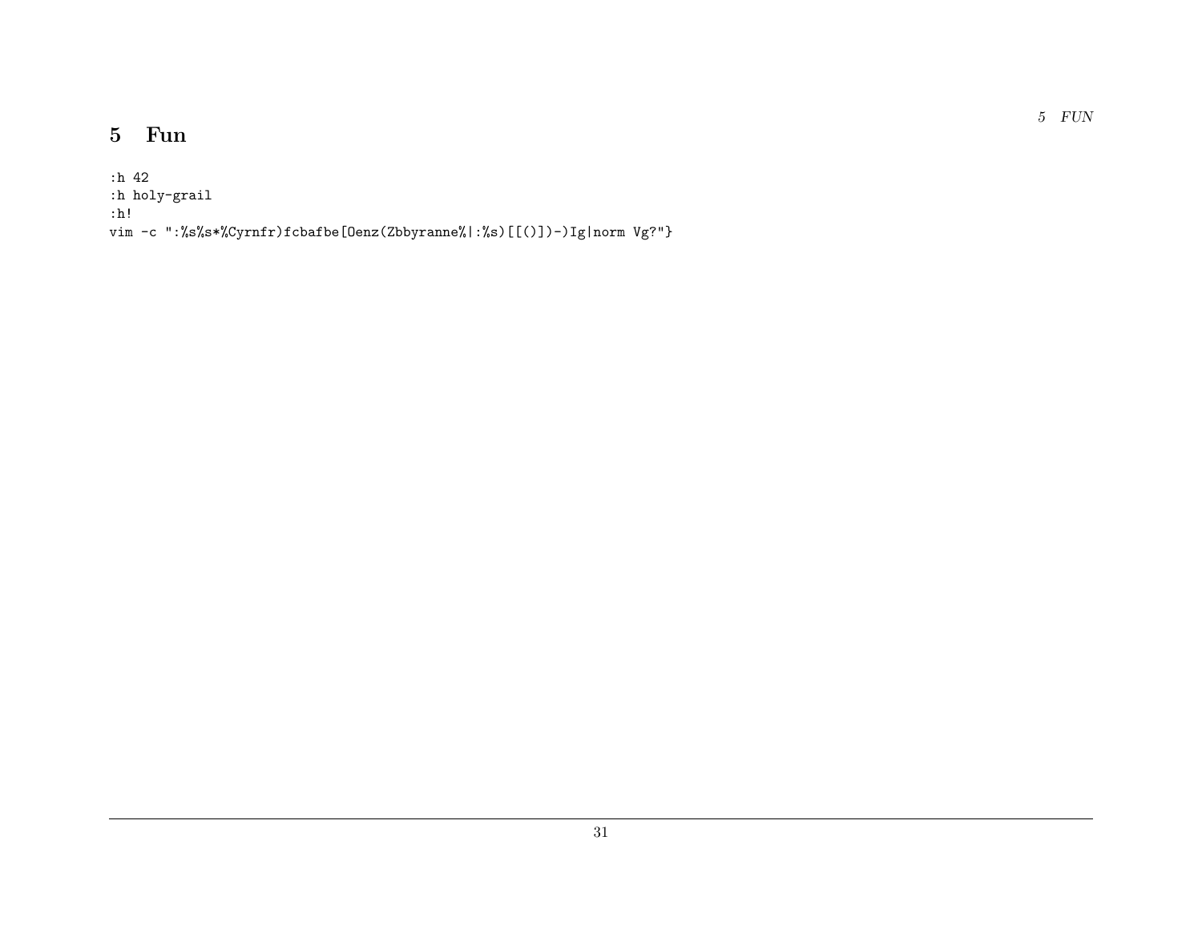# 5 Fun

```
:h 42
:h holy-grail
:h!
vim -c ":%s%s*%Cyrnfr)fcbafbe[Oenz(Zbbyranne%|:%s)[[()])-)Ig|norm Vg?"}
```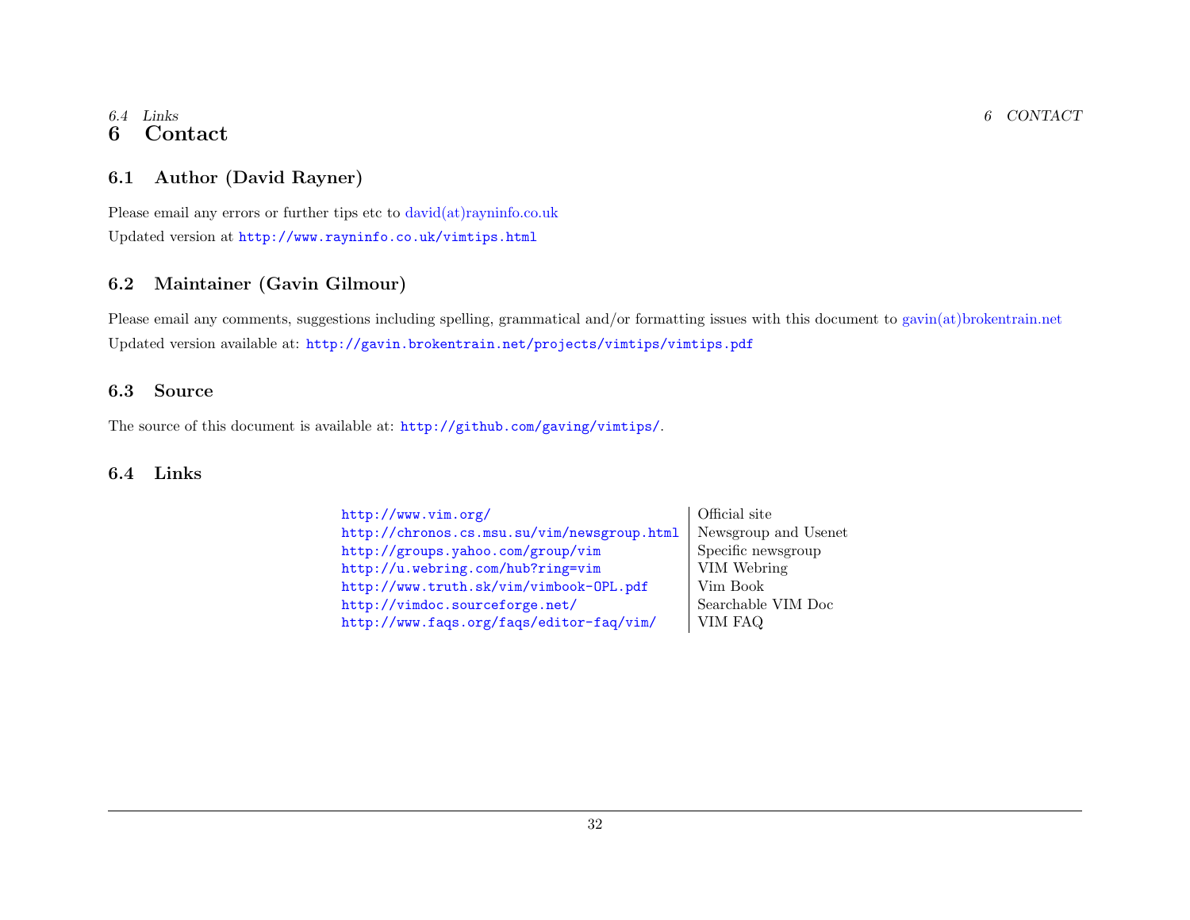# 6 Contact

## 6.1 Author (David Rayner)

Please email any errors or further tips etc to david(at)rayninfo.co.uk

Updated version at http://www.rayninfo.co.uk/vimtips.html

## 6.2 Maintainer (Gavin Gilmour)

Please email any comments, suggestions including spelling, grammatical and/or formatting issues with this document to gavin(at)brokentrain.net

Updated version available at: http://gavin.brokentrain.net/projects/vimtips/vimtips.pdf

## 6.3 Source

The source of this document is available at: http://github.com/gaving/vimtips/.

## 6.4 Links

| | |
|---|---|
| http://www.vim.org/ | Official site |
| http://chronos.cs.msu.su/vim/newsgroup.html | Newsgroup and Usenet |
| http://groups.yahoo.com/group/vim | Specific newsgroup |
| http://u.webring.com/hub?ring=vim | VIM Webring |
| http://www.truth.sk/vim/vimbook-OPL.pdf | Vim Book |
| http://vimdoc.sourceforge.net/ | Searchable VIM Doc |
| http://www.faqs.org/faqs/editor-faq/vim/ | VIM FAQ |